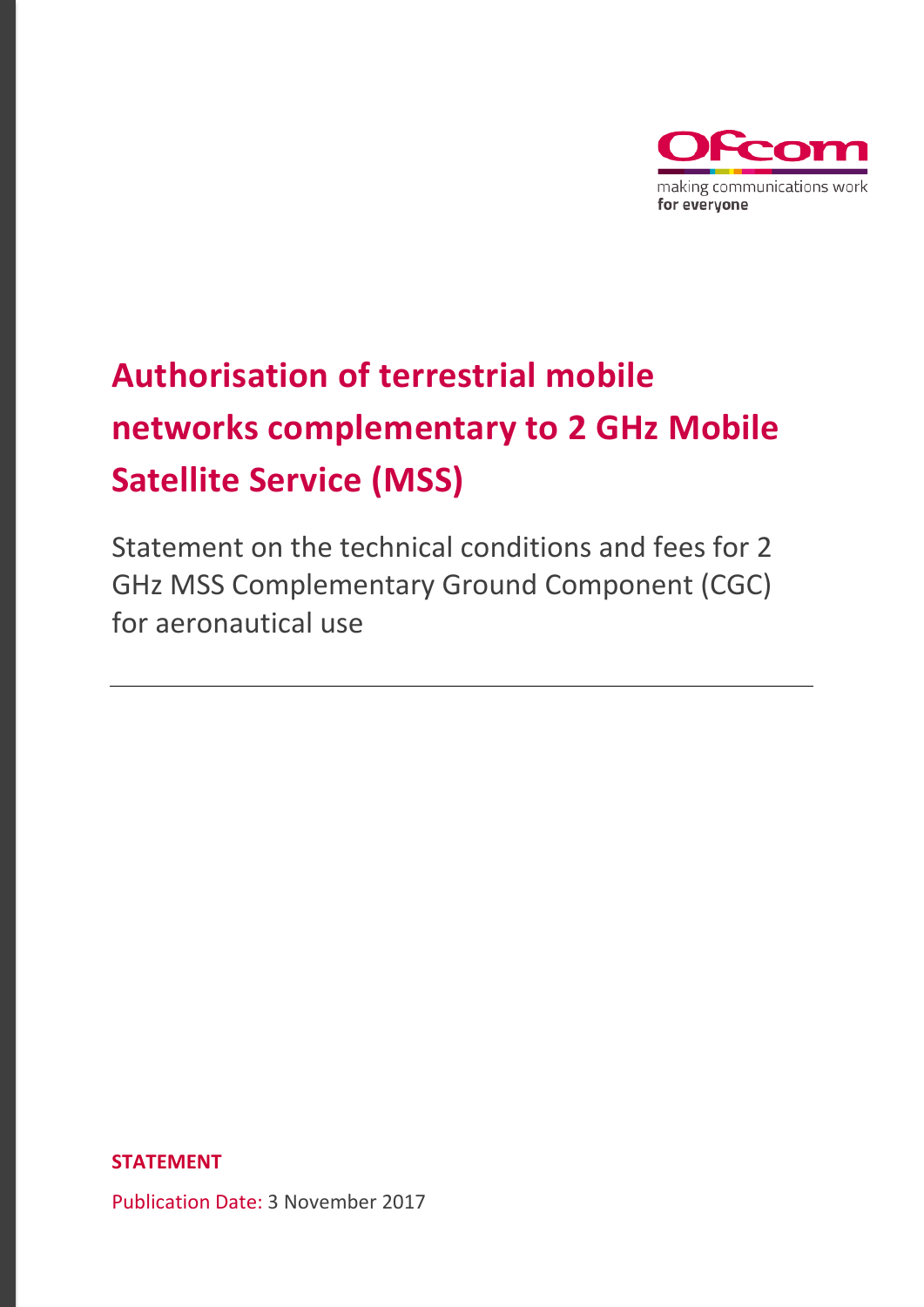# Authorisation of terrestrial mobile networks complementary to 2 GHz Mobile Satellite Service (MSS)

Statement on the technical conditions and fees for 2 GHz MSS Complementary Ground Component (CGC) for aeronautical use

---

**STATEMENT**

Publication Date: 3 November 2017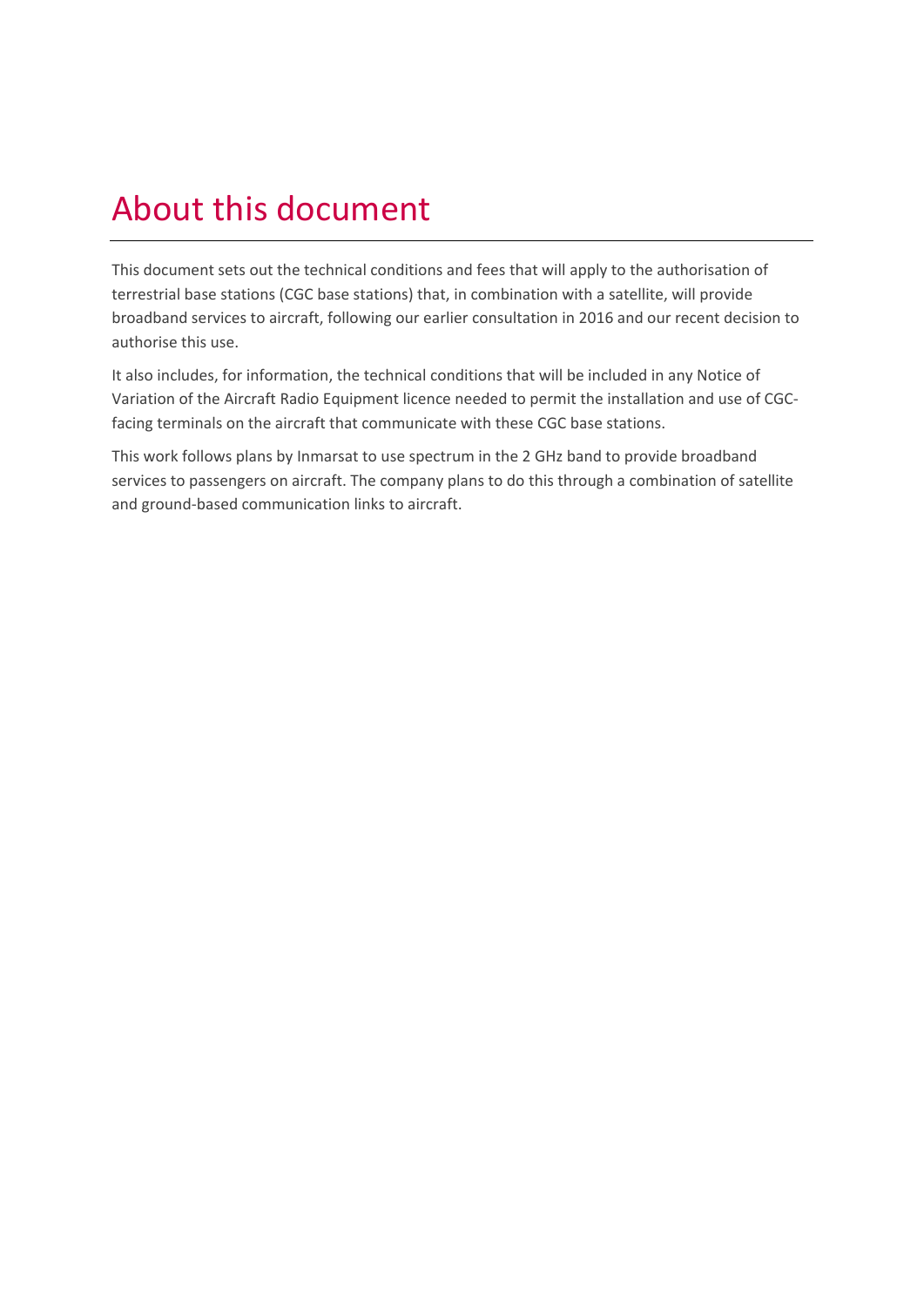# About this document

This document sets out the technical conditions and fees that will apply to the authorisation of terrestrial base stations (CGC base stations) that, in combination with a satellite, will provide broadband services to aircraft, following our earlier consultation in 2016 and our recent decision to authorise this use.

It also includes, for information, the technical conditions that will be included in any Notice of Variation of the Aircraft Radio Equipment licence needed to permit the installation and use of CGC-facing terminals on the aircraft that communicate with these CGC base stations.

This work follows plans by Inmarsat to use spectrum in the 2 GHz band to provide broadband services to passengers on aircraft. The company plans to do this through a combination of satellite and ground-based communication links to aircraft.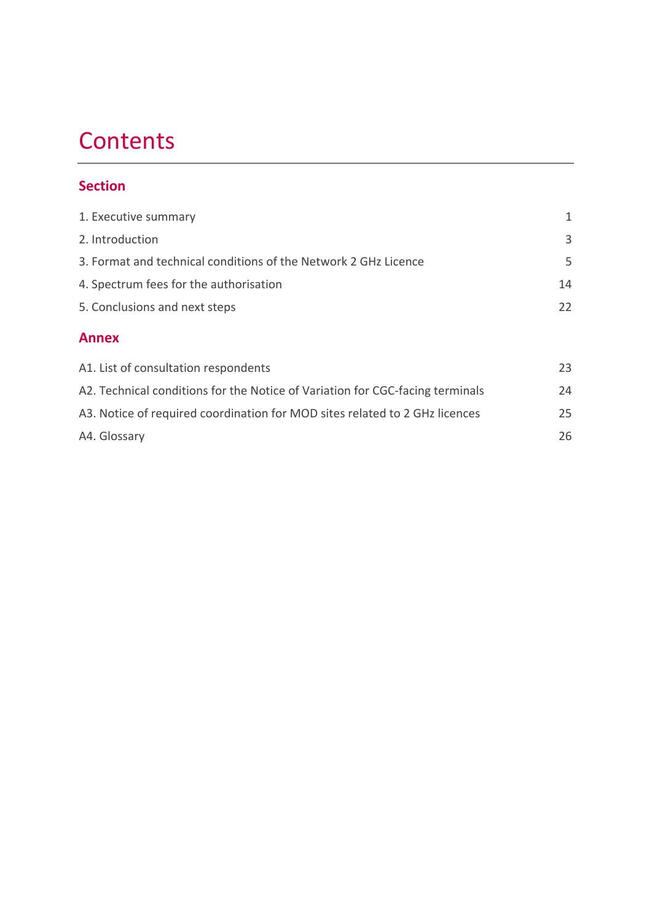# Contents

## Section

| | |
|---|---|
| 1. Executive summary | 1 |
| 2. Introduction | 3 |
| 3. Format and technical conditions of the Network 2 GHz Licence | 5 |
| 4. Spectrum fees for the authorisation | 14 |
| 5. Conclusions and next steps | 22 |

## Annex

| | |
|---|---|
| A1. List of consultation respondents | 23 |
| A2. Technical conditions for the Notice of Variation for CGC-facing terminals | 24 |
| A3. Notice of required coordination for MOD sites related to 2 GHz licences | 25 |
| A4. Glossary | 26 |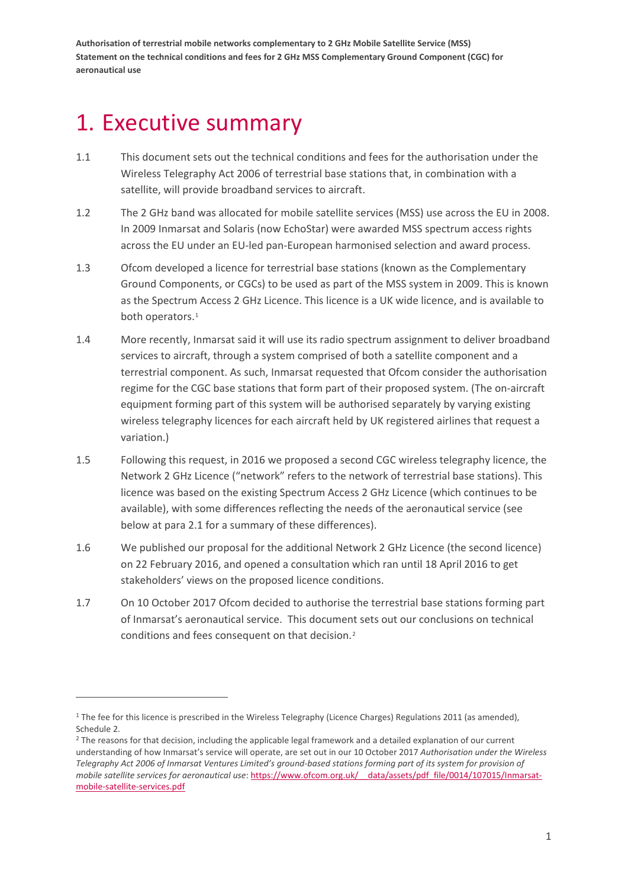# 1. Executive summary

1.1 This document sets out the technical conditions and fees for the authorisation under the Wireless Telegraphy Act 2006 of terrestrial base stations that, in combination with a satellite, will provide broadband services to aircraft.

1.2 The 2 GHz band was allocated for mobile satellite services (MSS) use across the EU in 2008. In 2009 Inmarsat and Solaris (now EchoStar) were awarded MSS spectrum access rights across the EU under an EU-led pan-European harmonised selection and award process.

1.3 Ofcom developed a licence for terrestrial base stations (known as the Complementary Ground Components, or CGCs) to be used as part of the MSS system in 2009. This is known as the Spectrum Access 2 GHz Licence. This licence is a UK wide licence, and is available to both operators.[1]

1.4 More recently, Inmarsat said it will use its radio spectrum assignment to deliver broadband services to aircraft, through a system comprised of both a satellite component and a terrestrial component. As such, Inmarsat requested that Ofcom consider the authorisation regime for the CGC base stations that form part of their proposed system. (The on-aircraft equipment forming part of this system will be authorised separately by varying existing wireless telegraphy licences for each aircraft held by UK registered airlines that request a variation.)

1.5 Following this request, in 2016 we proposed a second CGC wireless telegraphy licence, the Network 2 GHz Licence ("network" refers to the network of terrestrial base stations). This licence was based on the existing Spectrum Access 2 GHz Licence (which continues to be available), with some differences reflecting the needs of the aeronautical service (see below at para 2.1 for a summary of these differences).

1.6 We published our proposal for the additional Network 2 GHz Licence (the second licence) on 22 February 2016, and opened a consultation which ran until 18 April 2016 to get stakeholders' views on the proposed licence conditions.

1.7 On 10 October 2017 Ofcom decided to authorise the terrestrial base stations forming part of Inmarsat's aeronautical service. This document sets out our conclusions on technical conditions and fees consequent on that decision.[2]

---

[1] The fee for this licence is prescribed in the Wireless Telegraphy (Licence Charges) Regulations 2011 (as amended), Schedule 2.

[2] The reasons for that decision, including the applicable legal framework and a detailed explanation of our current understanding of how Inmarsat's service will operate, are set out in our 10 October 2017 *Authorisation under the Wireless Telegraphy Act 2006 of Inmarsat Ventures Limited's ground-based stations forming part of its system for provision of mobile satellite services for aeronautical use*: https://www.ofcom.org.uk/__data/assets/pdf_file/0014/107015/Inmarsat-mobile-satellite-services.pdf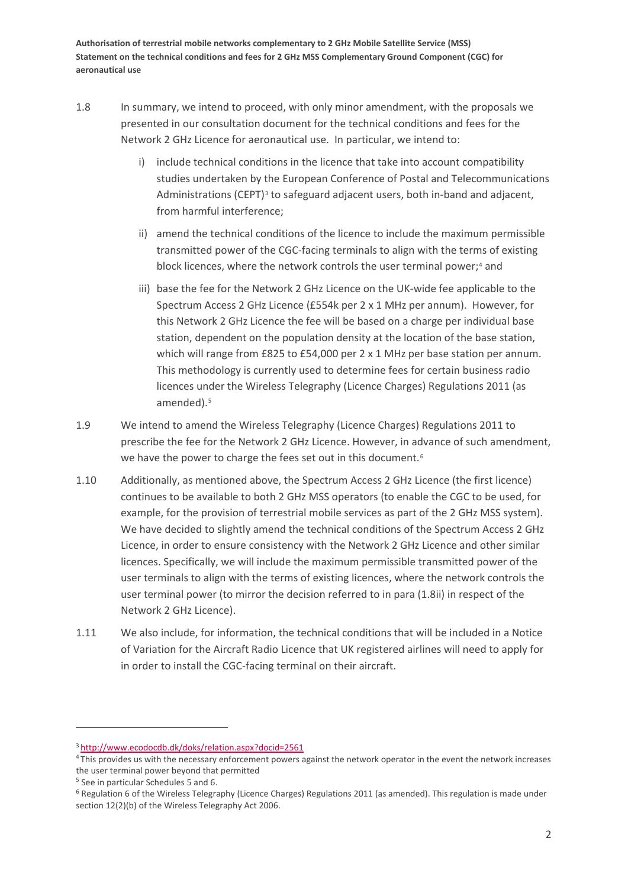1.8 In summary, we intend to proceed, with only minor amendment, with the proposals we presented in our consultation document for the technical conditions and fees for the Network 2 GHz Licence for aeronautical use. In particular, we intend to:

i) include technical conditions in the licence that take into account compatibility studies undertaken by the European Conference of Postal and Telecommunications Administrations (CEPT)[3] to safeguard adjacent users, both in-band and adjacent, from harmful interference;

ii) amend the technical conditions of the licence to include the maximum permissible transmitted power of the CGC-facing terminals to align with the terms of existing block licences, where the network controls the user terminal power;[4] and

iii) base the fee for the Network 2 GHz Licence on the UK-wide fee applicable to the Spectrum Access 2 GHz Licence (£554k per 2 x 1 MHz per annum). However, for this Network 2 GHz Licence the fee will be based on a charge per individual base station, dependent on the population density at the location of the base station, which will range from £825 to £54,000 per 2 x 1 MHz per base station per annum. This methodology is currently used to determine fees for certain business radio licences under the Wireless Telegraphy (Licence Charges) Regulations 2011 (as amended).[5]

1.9 We intend to amend the Wireless Telegraphy (Licence Charges) Regulations 2011 to prescribe the fee for the Network 2 GHz Licence. However, in advance of such amendment, we have the power to charge the fees set out in this document.[6]

1.10 Additionally, as mentioned above, the Spectrum Access 2 GHz Licence (the first licence) continues to be available to both 2 GHz MSS operators (to enable the CGC to be used, for example, for the provision of terrestrial mobile services as part of the 2 GHz MSS system). We have decided to slightly amend the technical conditions of the Spectrum Access 2 GHz Licence, in order to ensure consistency with the Network 2 GHz Licence and other similar licences. Specifically, we will include the maximum permissible transmitted power of the user terminals to align with the terms of existing licences, where the network controls the user terminal power (to mirror the decision referred to in para (1.8ii) in respect of the Network 2 GHz Licence).

1.11 We also include, for information, the technical conditions that will be included in a Notice of Variation for the Aircraft Radio Licence that UK registered airlines will need to apply for in order to install the CGC-facing terminal on their aircraft.

---

[3] http://www.ecodocdb.dk/doks/relation.aspx?docid=2561

[4] This provides us with the necessary enforcement powers against the network operator in the event the network increases the user terminal power beyond that permitted

[5] See in particular Schedules 5 and 6.

[6] Regulation 6 of the Wireless Telegraphy (Licence Charges) Regulations 2011 (as amended). This regulation is made under section 12(2)(b) of the Wireless Telegraphy Act 2006.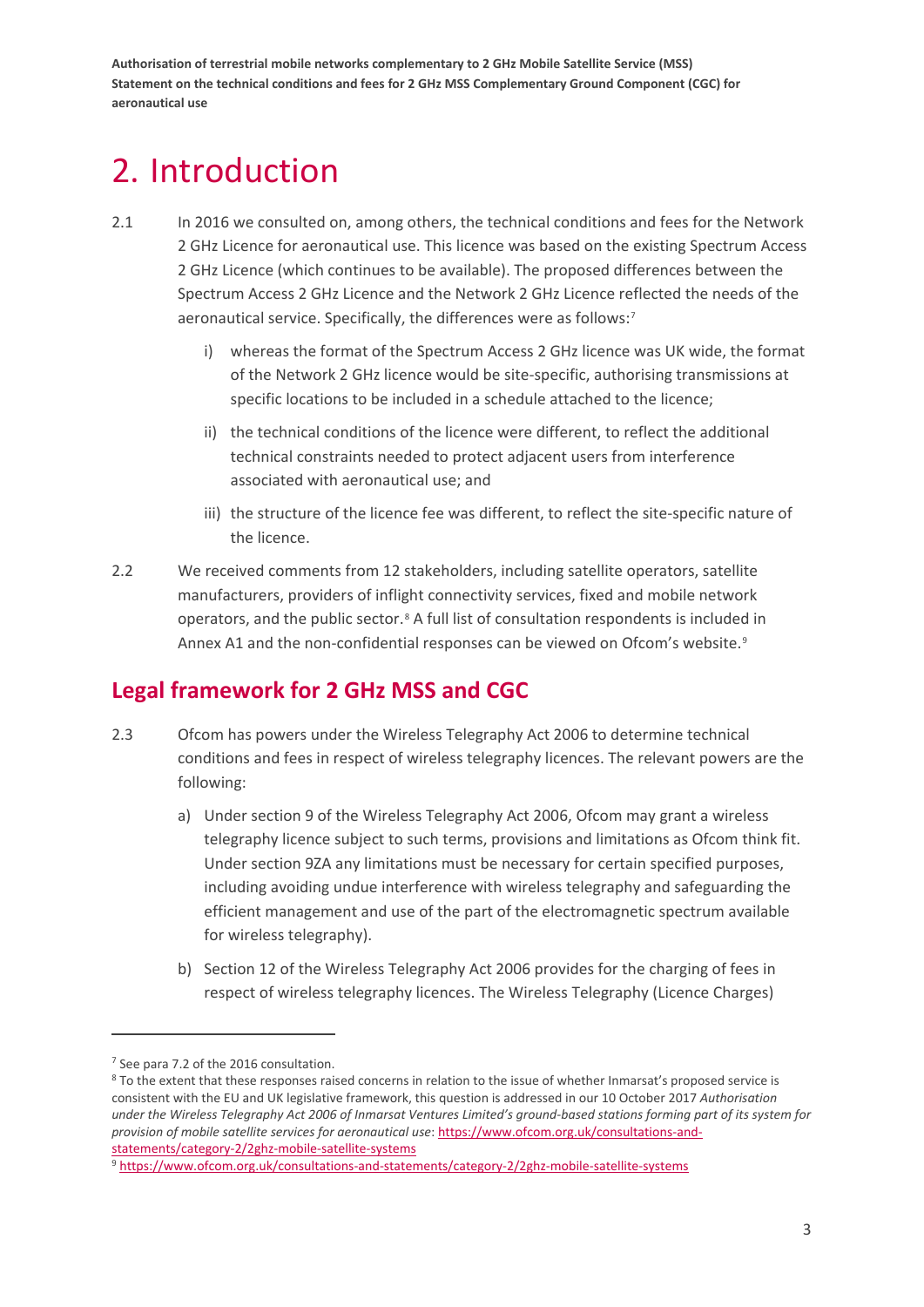# 2. Introduction

2.1 In 2016 we consulted on, among others, the technical conditions and fees for the Network 2 GHz Licence for aeronautical use. This licence was based on the existing Spectrum Access 2 GHz Licence (which continues to be available). The proposed differences between the Spectrum Access 2 GHz Licence and the Network 2 GHz Licence reflected the needs of the aeronautical service. Specifically, the differences were as follows:[7]

i) whereas the format of the Spectrum Access 2 GHz licence was UK wide, the format of the Network 2 GHz licence would be site-specific, authorising transmissions at specific locations to be included in a schedule attached to the licence;

ii) the technical conditions of the licence were different, to reflect the additional technical constraints needed to protect adjacent users from interference associated with aeronautical use; and

iii) the structure of the licence fee was different, to reflect the site-specific nature of the licence.

2.2 We received comments from 12 stakeholders, including satellite operators, satellite manufacturers, providers of inflight connectivity services, fixed and mobile network operators, and the public sector.[8] A full list of consultation respondents is included in Annex A1 and the non-confidential responses can be viewed on Ofcom's website.[9]

## Legal framework for 2 GHz MSS and CGC

2.3 Ofcom has powers under the Wireless Telegraphy Act 2006 to determine technical conditions and fees in respect of wireless telegraphy licences. The relevant powers are the following:

a) Under section 9 of the Wireless Telegraphy Act 2006, Ofcom may grant a wireless telegraphy licence subject to such terms, provisions and limitations as Ofcom think fit. Under section 9ZA any limitations must be necessary for certain specified purposes, including avoiding undue interference with wireless telegraphy and safeguarding the efficient management and use of the part of the electromagnetic spectrum available for wireless telegraphy).

b) Section 12 of the Wireless Telegraphy Act 2006 provides for the charging of fees in respect of wireless telegraphy licences. The Wireless Telegraphy (Licence Charges)

---

[7] See para 7.2 of the 2016 consultation.

[8] To the extent that these responses raised concerns in relation to the issue of whether Inmarsat's proposed service is consistent with the EU and UK legislative framework, this question is addressed in our 10 October 2017 *Authorisation under the Wireless Telegraphy Act 2006 of Inmarsat Ventures Limited's ground-based stations forming part of its system for provision of mobile satellite services for aeronautical use*: https://www.ofcom.org.uk/consultations-and-statements/category-2/2ghz-mobile-satellite-systems

[9] https://www.ofcom.org.uk/consultations-and-statements/category-2/2ghz-mobile-satellite-systems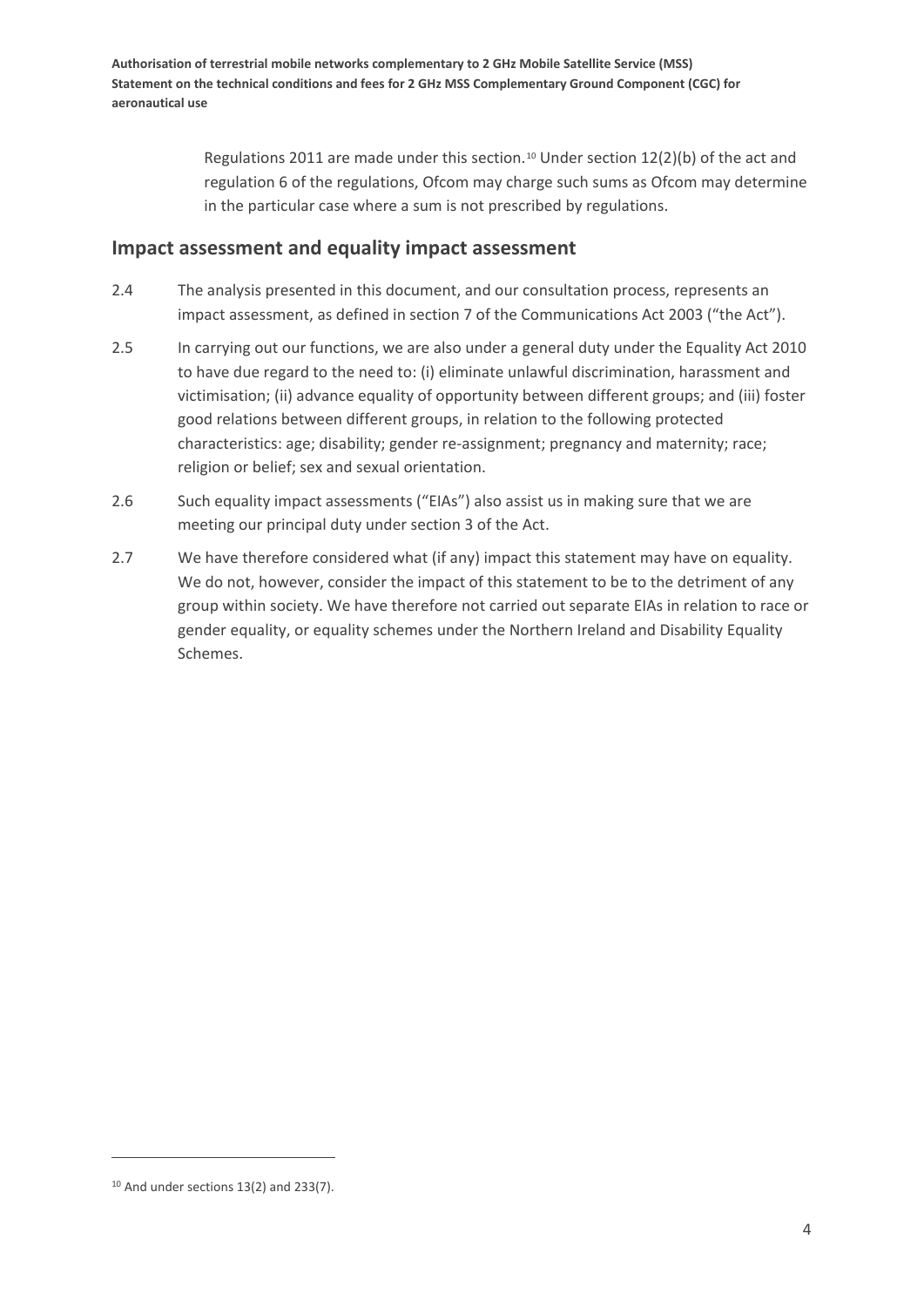Regulations 2011 are made under this section.[10] Under section 12(2)(b) of the act and regulation 6 of the regulations, Ofcom may charge such sums as Ofcom may determine in the particular case where a sum is not prescribed by regulations.

## Impact assessment and equality impact assessment

2.4 The analysis presented in this document, and our consultation process, represents an impact assessment, as defined in section 7 of the Communications Act 2003 ("the Act").

2.5 In carrying out our functions, we are also under a general duty under the Equality Act 2010 to have due regard to the need to: (i) eliminate unlawful discrimination, harassment and victimisation; (ii) advance equality of opportunity between different groups; and (iii) foster good relations between different groups, in relation to the following protected characteristics: age; disability; gender re-assignment; pregnancy and maternity; race; religion or belief; sex and sexual orientation.

2.6 Such equality impact assessments ("EIAs") also assist us in making sure that we are meeting our principal duty under section 3 of the Act.

2.7 We have therefore considered what (if any) impact this statement may have on equality. We do not, however, consider the impact of this statement to be to the detriment of any group within society. We have therefore not carried out separate EIAs in relation to race or gender equality, or equality schemes under the Northern Ireland and Disability Equality Schemes.

[10] And under sections 13(2) and 233(7).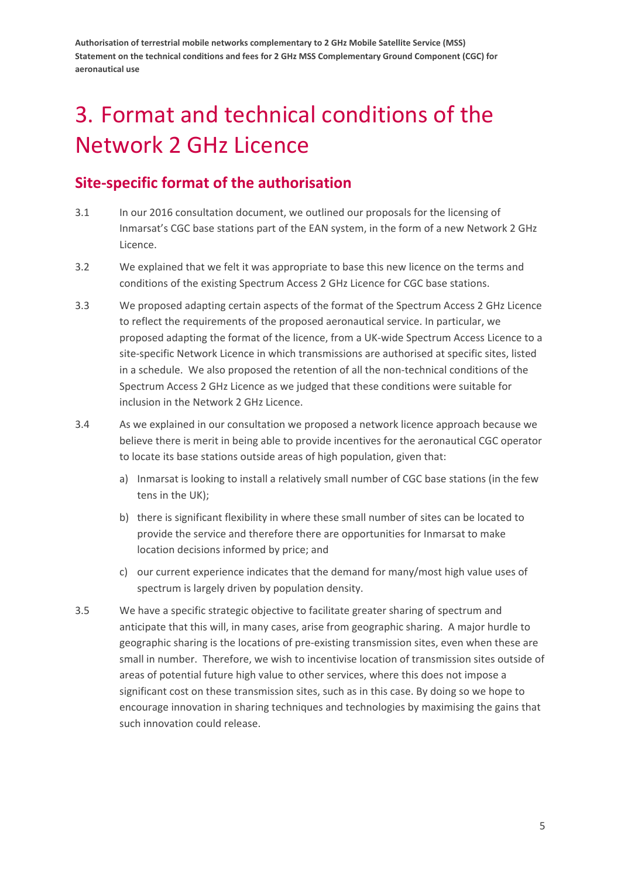# 3. Format and technical conditions of the Network 2 GHz Licence

## Site-specific format of the authorisation

3.1 In our 2016 consultation document, we outlined our proposals for the licensing of Inmarsat's CGC base stations part of the EAN system, in the form of a new Network 2 GHz Licence.

3.2 We explained that we felt it was appropriate to base this new licence on the terms and conditions of the existing Spectrum Access 2 GHz Licence for CGC base stations.

3.3 We proposed adapting certain aspects of the format of the Spectrum Access 2 GHz Licence to reflect the requirements of the proposed aeronautical service. In particular, we proposed adapting the format of the licence, from a UK-wide Spectrum Access Licence to a site-specific Network Licence in which transmissions are authorised at specific sites, listed in a schedule. We also proposed the retention of all the non-technical conditions of the Spectrum Access 2 GHz Licence as we judged that these conditions were suitable for inclusion in the Network 2 GHz Licence.

3.4 As we explained in our consultation we proposed a network licence approach because we believe there is merit in being able to provide incentives for the aeronautical CGC operator to locate its base stations outside areas of high population, given that:

a) Inmarsat is looking to install a relatively small number of CGC base stations (in the few tens in the UK);

b) there is significant flexibility in where these small number of sites can be located to provide the service and therefore there are opportunities for Inmarsat to make location decisions informed by price; and

c) our current experience indicates that the demand for many/most high value uses of spectrum is largely driven by population density.

3.5 We have a specific strategic objective to facilitate greater sharing of spectrum and anticipate that this will, in many cases, arise from geographic sharing. A major hurdle to geographic sharing is the locations of pre-existing transmission sites, even when these are small in number. Therefore, we wish to incentivise location of transmission sites outside of areas of potential future high value to other services, where this does not impose a significant cost on these transmission sites, such as in this case. By doing so we hope to encourage innovation in sharing techniques and technologies by maximising the gains that such innovation could release.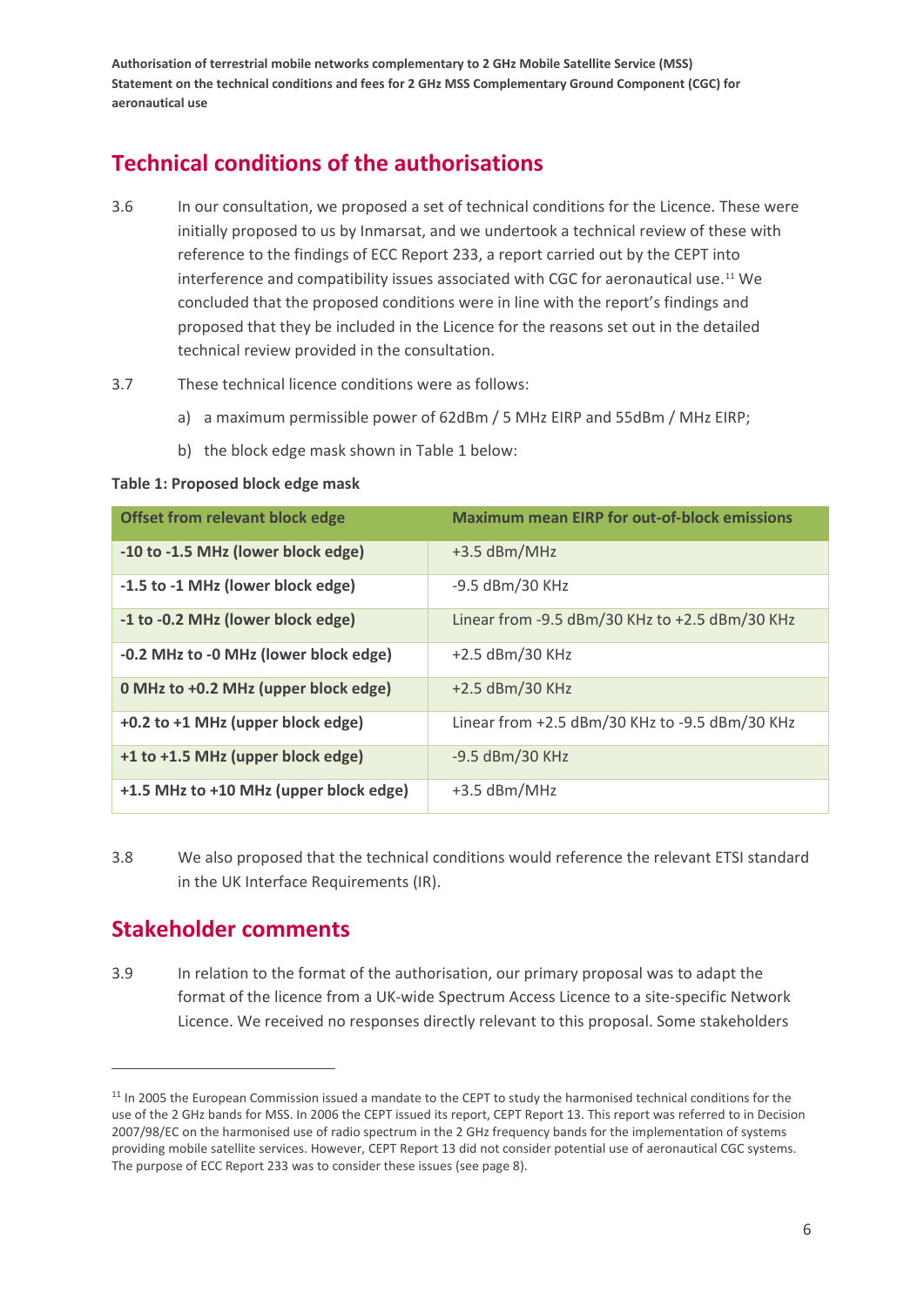## Technical conditions of the authorisations

3.6 In our consultation, we proposed a set of technical conditions for the Licence. These were initially proposed to us by Inmarsat, and we undertook a technical review of these with reference to the findings of ECC Report 233, a report carried out by the CEPT into interference and compatibility issues associated with CGC for aeronautical use.[11] We concluded that the proposed conditions were in line with the report's findings and proposed that they be included in the Licence for the reasons set out in the detailed technical review provided in the consultation.

3.7 These technical licence conditions were as follows:

a) a maximum permissible power of 62dBm / 5 MHz EIRP and 55dBm / MHz EIRP;

b) the block edge mask shown in Table 1 below:

**Table 1: Proposed block edge mask**

| Offset from relevant block edge | Maximum mean EIRP for out-of-block emissions |
|---|---|
| **-10 to -1.5 MHz (lower block edge)** | +3.5 dBm/MHz |
| **-1.5 to -1 MHz (lower block edge)** | -9.5 dBm/30 KHz |
| **-1 to -0.2 MHz (lower block edge)** | Linear from -9.5 dBm/30 KHz to +2.5 dBm/30 KHz |
| **-0.2 MHz to -0 MHz (lower block edge)** | +2.5 dBm/30 KHz |
| **0 MHz to +0.2 MHz (upper block edge)** | +2.5 dBm/30 KHz |
| **+0.2 to +1 MHz (upper block edge)** | Linear from +2.5 dBm/30 KHz to -9.5 dBm/30 KHz |
| **+1 to +1.5 MHz (upper block edge)** | -9.5 dBm/30 KHz |
| **+1.5 MHz to +10 MHz (upper block edge)** | +3.5 dBm/MHz |

3.8 We also proposed that the technical conditions would reference the relevant ETSI standard in the UK Interface Requirements (IR).

## Stakeholder comments

3.9 In relation to the format of the authorisation, our primary proposal was to adapt the format of the licence from a UK-wide Spectrum Access Licence to a site-specific Network Licence. We received no responses directly relevant to this proposal. Some stakeholders

[11] In 2005 the European Commission issued a mandate to the CEPT to study the harmonised technical conditions for the use of the 2 GHz bands for MSS. In 2006 the CEPT issued its report, CEPT Report 13. This report was referred to in Decision 2007/98/EC on the harmonised use of radio spectrum in the 2 GHz frequency bands for the implementation of systems providing mobile satellite services. However, CEPT Report 13 did not consider potential use of aeronautical CGC systems. The purpose of ECC Report 233 was to consider these issues (see page 8).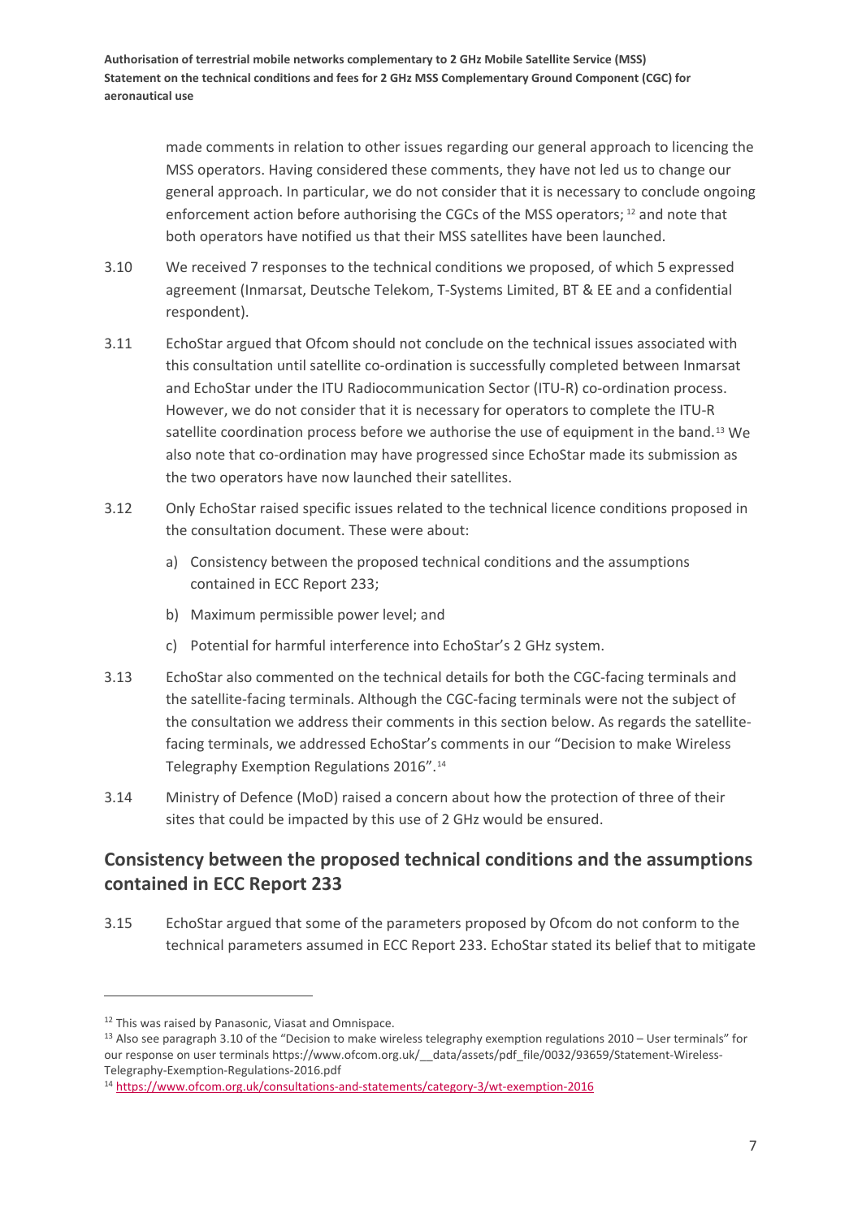made comments in relation to other issues regarding our general approach to licencing the MSS operators. Having considered these comments, they have not led us to change our general approach. In particular, we do not consider that it is necessary to conclude ongoing enforcement action before authorising the CGCs of the MSS operators; [12] and note that both operators have notified us that their MSS satellites have been launched.

3.10 We received 7 responses to the technical conditions we proposed, of which 5 expressed agreement (Inmarsat, Deutsche Telekom, T-Systems Limited, BT & EE and a confidential respondent).

3.11 EchoStar argued that Ofcom should not conclude on the technical issues associated with this consultation until satellite co-ordination is successfully completed between Inmarsat and EchoStar under the ITU Radiocommunication Sector (ITU-R) co-ordination process. However, we do not consider that it is necessary for operators to complete the ITU-R satellite coordination process before we authorise the use of equipment in the band.[13] We also note that co-ordination may have progressed since EchoStar made its submission as the two operators have now launched their satellites.

3.12 Only EchoStar raised specific issues related to the technical licence conditions proposed in the consultation document. These were about:

a) Consistency between the proposed technical conditions and the assumptions contained in ECC Report 233;

b) Maximum permissible power level; and

c) Potential for harmful interference into EchoStar's 2 GHz system.

3.13 EchoStar also commented on the technical details for both the CGC-facing terminals and the satellite-facing terminals. Although the CGC-facing terminals were not the subject of the consultation we address their comments in this section below. As regards the satellite-facing terminals, we addressed EchoStar's comments in our "Decision to make Wireless Telegraphy Exemption Regulations 2016".[14]

3.14 Ministry of Defence (MoD) raised a concern about how the protection of three of their sites that could be impacted by this use of 2 GHz would be ensured.

## Consistency between the proposed technical conditions and the assumptions contained in ECC Report 233

3.15 EchoStar argued that some of the parameters proposed by Ofcom do not conform to the technical parameters assumed in ECC Report 233. EchoStar stated its belief that to mitigate

---

[12] This was raised by Panasonic, Viasat and Omnispace.

[13] Also see paragraph 3.10 of the "Decision to make wireless telegraphy exemption regulations 2010 – User terminals" for our response on user terminals https://www.ofcom.org.uk/__data/assets/pdf_file/0032/93659/Statement-Wireless-Telegraphy-Exemption-Regulations-2016.pdf

[14] https://www.ofcom.org.uk/consultations-and-statements/category-3/wt-exemption-2016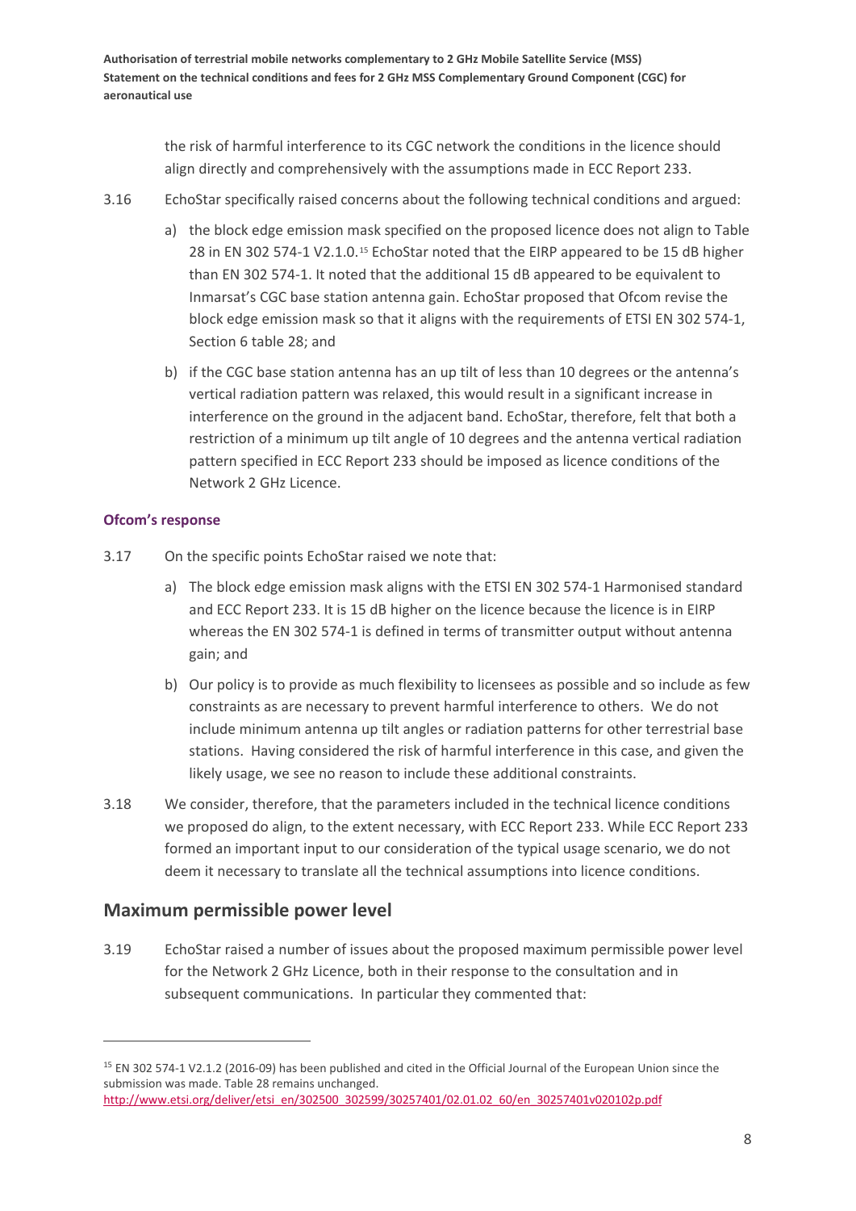the risk of harmful interference to its CGC network the conditions in the licence should align directly and comprehensively with the assumptions made in ECC Report 233.

3.16 EchoStar specifically raised concerns about the following technical conditions and argued:

a) the block edge emission mask specified on the proposed licence does not align to Table 28 in EN 302 574-1 V2.1.0.[15] EchoStar noted that the EIRP appeared to be 15 dB higher than EN 302 574-1. It noted that the additional 15 dB appeared to be equivalent to Inmarsat's CGC base station antenna gain. EchoStar proposed that Ofcom revise the block edge emission mask so that it aligns with the requirements of ETSI EN 302 574-1, Section 6 table 28; and

b) if the CGC base station antenna has an up tilt of less than 10 degrees or the antenna's vertical radiation pattern was relaxed, this would result in a significant increase in interference on the ground in the adjacent band. EchoStar, therefore, felt that both a restriction of a minimum up tilt angle of 10 degrees and the antenna vertical radiation pattern specified in ECC Report 233 should be imposed as licence conditions of the Network 2 GHz Licence.

#### Ofcom's response

3.17 On the specific points EchoStar raised we note that:

a) The block edge emission mask aligns with the ETSI EN 302 574-1 Harmonised standard and ECC Report 233. It is 15 dB higher on the licence because the licence is in EIRP whereas the EN 302 574-1 is defined in terms of transmitter output without antenna gain; and

b) Our policy is to provide as much flexibility to licensees as possible and so include as few constraints as are necessary to prevent harmful interference to others. We do not include minimum antenna up tilt angles or radiation patterns for other terrestrial base stations. Having considered the risk of harmful interference in this case, and given the likely usage, we see no reason to include these additional constraints.

3.18 We consider, therefore, that the parameters included in the technical licence conditions we proposed do align, to the extent necessary, with ECC Report 233. While ECC Report 233 formed an important input to our consideration of the typical usage scenario, we do not deem it necessary to translate all the technical assumptions into licence conditions.

## Maximum permissible power level

3.19 EchoStar raised a number of issues about the proposed maximum permissible power level for the Network 2 GHz Licence, both in their response to the consultation and in subsequent communications. In particular they commented that:

---

[15] EN 302 574-1 V2.1.2 (2016-09) has been published and cited in the Official Journal of the European Union since the submission was made. Table 28 remains unchanged. http://www.etsi.org/deliver/etsi_en/302500_302599/30257401/02.01.02_60/en_30257401v020102p.pdf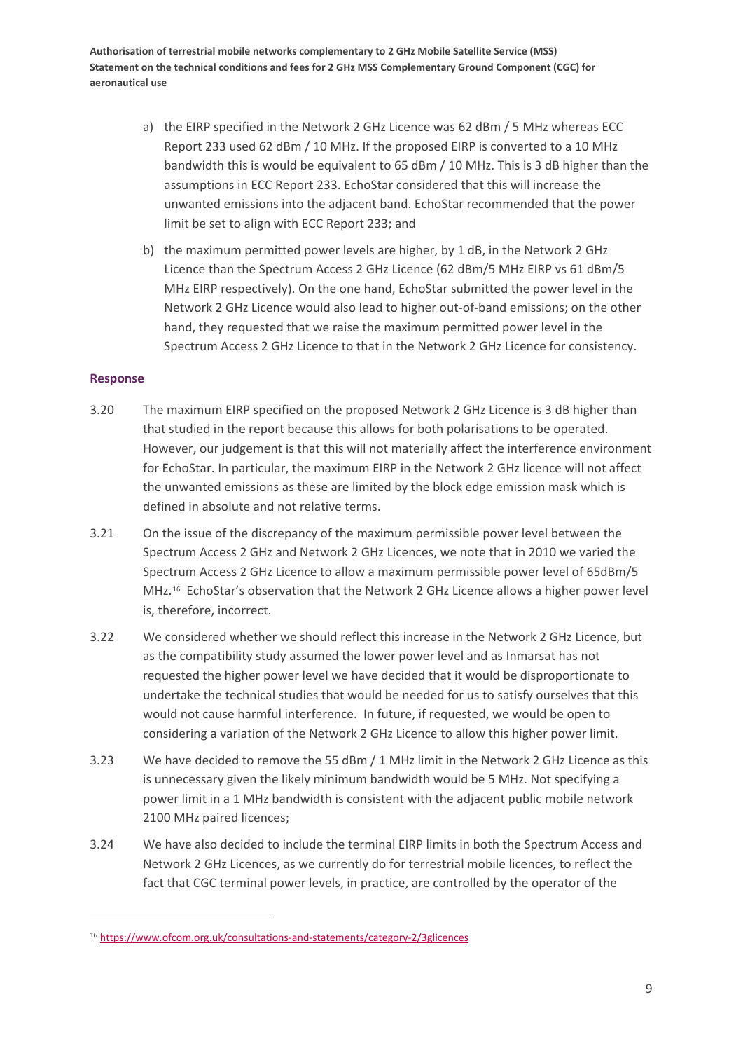a) the EIRP specified in the Network 2 GHz Licence was 62 dBm / 5 MHz whereas ECC Report 233 used 62 dBm / 10 MHz. If the proposed EIRP is converted to a 10 MHz bandwidth this is would be equivalent to 65 dBm / 10 MHz. This is 3 dB higher than the assumptions in ECC Report 233. EchoStar considered that this will increase the unwanted emissions into the adjacent band. EchoStar recommended that the power limit be set to align with ECC Report 233; and

b) the maximum permitted power levels are higher, by 1 dB, in the Network 2 GHz Licence than the Spectrum Access 2 GHz Licence (62 dBm/5 MHz EIRP vs 61 dBm/5 MHz EIRP respectively). On the one hand, EchoStar submitted the power level in the Network 2 GHz Licence would also lead to higher out-of-band emissions; on the other hand, they requested that we raise the maximum permitted power level in the Spectrum Access 2 GHz Licence to that in the Network 2 GHz Licence for consistency.

#### Response

3.20 The maximum EIRP specified on the proposed Network 2 GHz Licence is 3 dB higher than that studied in the report because this allows for both polarisations to be operated. However, our judgement is that this will not materially affect the interference environment for EchoStar. In particular, the maximum EIRP in the Network 2 GHz licence will not affect the unwanted emissions as these are limited by the block edge emission mask which is defined in absolute and not relative terms.

3.21 On the issue of the discrepancy of the maximum permissible power level between the Spectrum Access 2 GHz and Network 2 GHz Licences, we note that in 2010 we varied the Spectrum Access 2 GHz Licence to allow a maximum permissible power level of 65dBm/5 MHz.[16] EchoStar's observation that the Network 2 GHz Licence allows a higher power level is, therefore, incorrect.

3.22 We considered whether we should reflect this increase in the Network 2 GHz Licence, but as the compatibility study assumed the lower power level and as Inmarsat has not requested the higher power level we have decided that it would be disproportionate to undertake the technical studies that would be needed for us to satisfy ourselves that this would not cause harmful interference. In future, if requested, we would be open to considering a variation of the Network 2 GHz Licence to allow this higher power limit.

3.23 We have decided to remove the 55 dBm / 1 MHz limit in the Network 2 GHz Licence as this is unnecessary given the likely minimum bandwidth would be 5 MHz. Not specifying a power limit in a 1 MHz bandwidth is consistent with the adjacent public mobile network 2100 MHz paired licences;

3.24 We have also decided to include the terminal EIRP limits in both the Spectrum Access and Network 2 GHz Licences, as we currently do for terrestrial mobile licences, to reflect the fact that CGC terminal power levels, in practice, are controlled by the operator of the

[16] https://www.ofcom.org.uk/consultations-and-statements/category-2/3glicences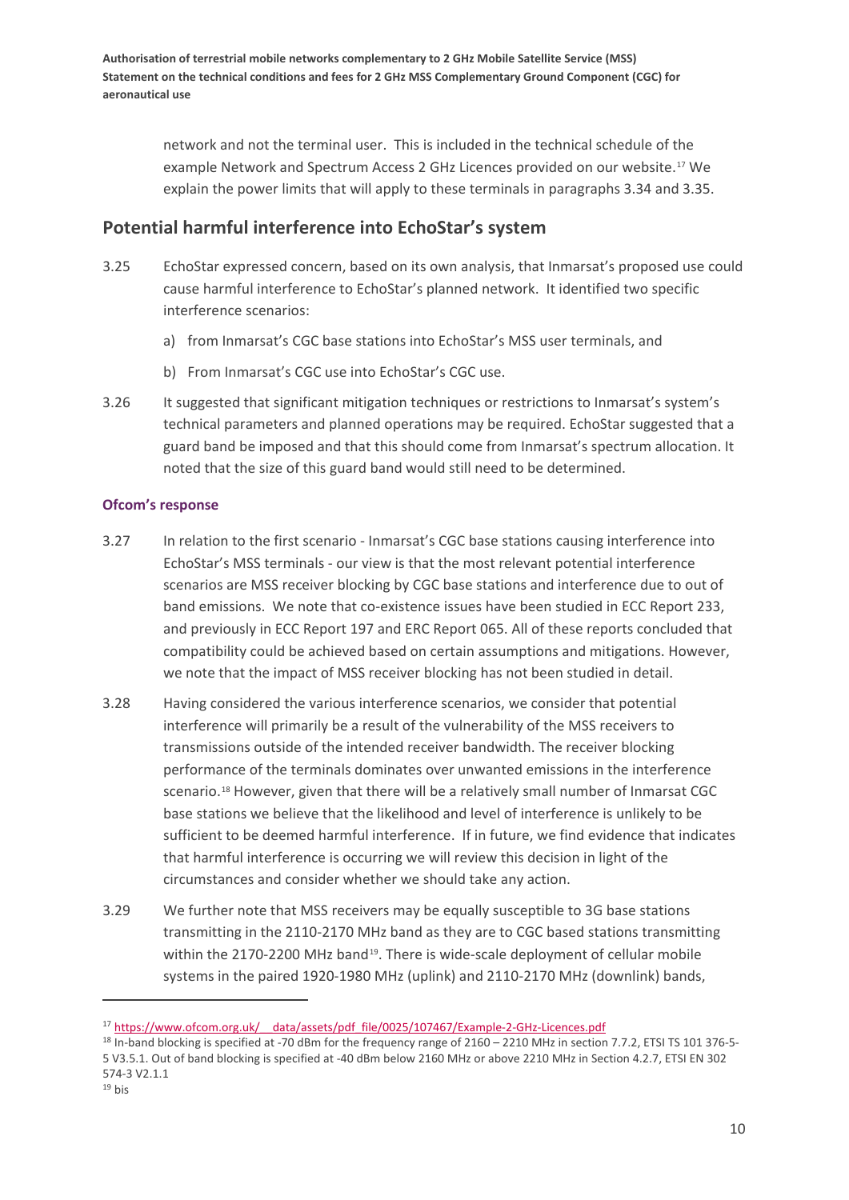network and not the terminal user. This is included in the technical schedule of the example Network and Spectrum Access 2 GHz Licences provided on our website.[17] We explain the power limits that will apply to these terminals in paragraphs 3.34 and 3.35.

## Potential harmful interference into EchoStar's system

3.25 EchoStar expressed concern, based on its own analysis, that Inmarsat's proposed use could cause harmful interference to EchoStar's planned network. It identified two specific interference scenarios:

a) from Inmarsat's CGC base stations into EchoStar's MSS user terminals, and

b) From Inmarsat's CGC use into EchoStar's CGC use.

3.26 It suggested that significant mitigation techniques or restrictions to Inmarsat's system's technical parameters and planned operations may be required. EchoStar suggested that a guard band be imposed and that this should come from Inmarsat's spectrum allocation. It noted that the size of this guard band would still need to be determined.

### Ofcom's response

3.27 In relation to the first scenario - Inmarsat's CGC base stations causing interference into EchoStar's MSS terminals - our view is that the most relevant potential interference scenarios are MSS receiver blocking by CGC base stations and interference due to out of band emissions. We note that co-existence issues have been studied in ECC Report 233, and previously in ECC Report 197 and ERC Report 065. All of these reports concluded that compatibility could be achieved based on certain assumptions and mitigations. However, we note that the impact of MSS receiver blocking has not been studied in detail.

3.28 Having considered the various interference scenarios, we consider that potential interference will primarily be a result of the vulnerability of the MSS receivers to transmissions outside of the intended receiver bandwidth. The receiver blocking performance of the terminals dominates over unwanted emissions in the interference scenario.[18] However, given that there will be a relatively small number of Inmarsat CGC base stations we believe that the likelihood and level of interference is unlikely to be sufficient to be deemed harmful interference. If in future, we find evidence that indicates that harmful interference is occurring we will review this decision in light of the circumstances and consider whether we should take any action.

3.29 We further note that MSS receivers may be equally susceptible to 3G base stations transmitting in the 2110-2170 MHz band as they are to CGC based stations transmitting within the 2170-2200 MHz band[19]. There is wide-scale deployment of cellular mobile systems in the paired 1920-1980 MHz (uplink) and 2110-2170 MHz (downlink) bands,

---

[17] https://www.ofcom.org.uk/__data/assets/pdf_file/0025/107467/Example-2-GHz-Licences.pdf

[18] In-band blocking is specified at -70 dBm for the frequency range of 2160 – 2210 MHz in section 7.7.2, ETSI TS 101 376-5-5 V3.5.1. Out of band blocking is specified at -40 dBm below 2160 MHz or above 2210 MHz in Section 4.2.7, ETSI EN 302 574-3 V2.1.1

[19] bis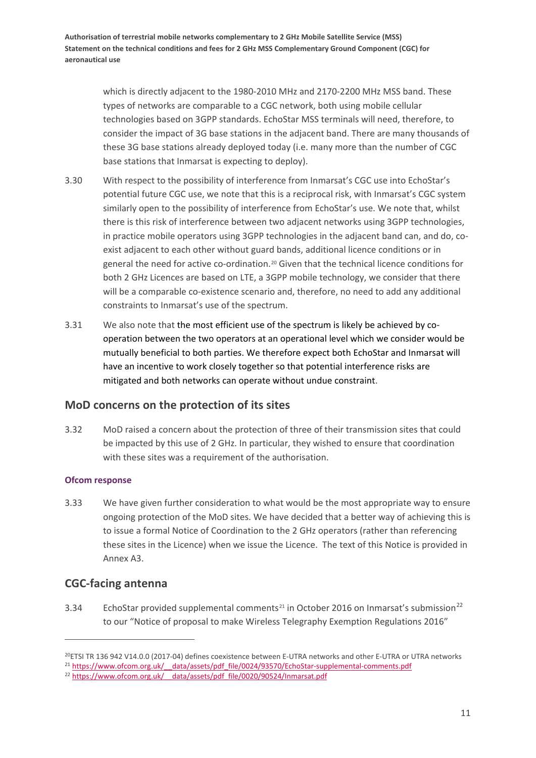which is directly adjacent to the 1980-2010 MHz and 2170-2200 MHz MSS band. These types of networks are comparable to a CGC network, both using mobile cellular technologies based on 3GPP standards. EchoStar MSS terminals will need, therefore, to consider the impact of 3G base stations in the adjacent band. There are many thousands of these 3G base stations already deployed today (i.e. many more than the number of CGC base stations that Inmarsat is expecting to deploy).

3.30 With respect to the possibility of interference from Inmarsat's CGC use into EchoStar's potential future CGC use, we note that this is a reciprocal risk, with Inmarsat's CGC system similarly open to the possibility of interference from EchoStar's use. We note that, whilst there is this risk of interference between two adjacent networks using 3GPP technologies, in practice mobile operators using 3GPP technologies in the adjacent band can, and do, co-exist adjacent to each other without guard bands, additional licence conditions or in general the need for active co-ordination.[20] Given that the technical licence conditions for both 2 GHz Licences are based on LTE, a 3GPP mobile technology, we consider that there will be a comparable co-existence scenario and, therefore, no need to add any additional constraints to Inmarsat's use of the spectrum.

3.31 We also note that the most efficient use of the spectrum is likely be achieved by co-operation between the two operators at an operational level which we consider would be mutually beneficial to both parties. We therefore expect both EchoStar and Inmarsat will have an incentive to work closely together so that potential interference risks are mitigated and both networks can operate without undue constraint.

## MoD concerns on the protection of its sites

3.32 MoD raised a concern about the protection of three of their transmission sites that could be impacted by this use of 2 GHz. In particular, they wished to ensure that coordination with these sites was a requirement of the authorisation.

### Ofcom response

3.33 We have given further consideration to what would be the most appropriate way to ensure ongoing protection of the MoD sites. We have decided that a better way of achieving this is to issue a formal Notice of Coordination to the 2 GHz operators (rather than referencing these sites in the Licence) when we issue the Licence. The text of this Notice is provided in Annex A3.

## CGC-facing antenna

3.34 EchoStar provided supplemental comments[21] in October 2016 on Inmarsat's submission[22] to our "Notice of proposal to make Wireless Telegraphy Exemption Regulations 2016"

---

[20] ETSI TR 136 942 V14.0.0 (2017-04) defines coexistence between E-UTRA networks and other E-UTRA or UTRA networks

[21] https://www.ofcom.org.uk/__data/assets/pdf_file/0024/93570/EchoStar-supplemental-comments.pdf

[22] https://www.ofcom.org.uk/__data/assets/pdf_file/0020/90524/Inmarsat.pdf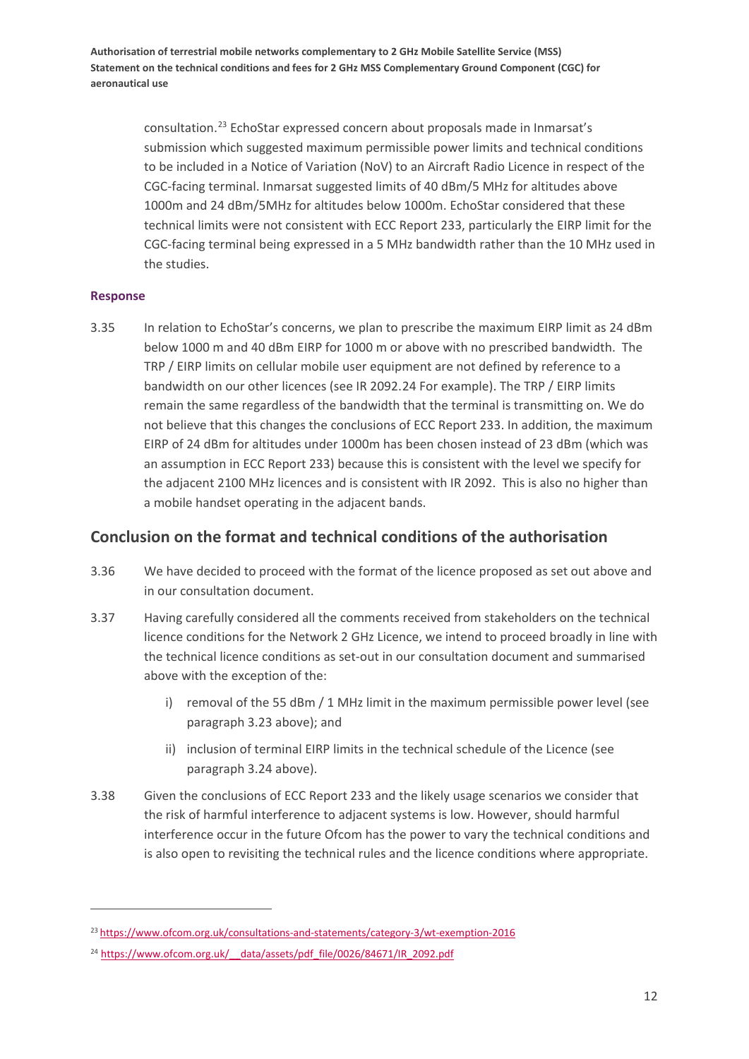consultation.[23] EchoStar expressed concern about proposals made in Inmarsat's submission which suggested maximum permissible power limits and technical conditions to be included in a Notice of Variation (NoV) to an Aircraft Radio Licence in respect of the CGC-facing terminal. Inmarsat suggested limits of 40 dBm/5 MHz for altitudes above 1000m and 24 dBm/5MHz for altitudes below 1000m. EchoStar considered that these technical limits were not consistent with ECC Report 233, particularly the EIRP limit for the CGC-facing terminal being expressed in a 5 MHz bandwidth rather than the 10 MHz used in the studies.

**Response**

3.35 In relation to EchoStar's concerns, we plan to prescribe the maximum EIRP limit as 24 dBm below 1000 m and 40 dBm EIRP for 1000 m or above with no prescribed bandwidth. The TRP / EIRP limits on cellular mobile user equipment are not defined by reference to a bandwidth on our other licences (see IR 2092.24 For example). The TRP / EIRP limits remain the same regardless of the bandwidth that the terminal is transmitting on. We do not believe that this changes the conclusions of ECC Report 233. In addition, the maximum EIRP of 24 dBm for altitudes under 1000m has been chosen instead of 23 dBm (which was an assumption in ECC Report 233) because this is consistent with the level we specify for the adjacent 2100 MHz licences and is consistent with IR 2092. This is also no higher than a mobile handset operating in the adjacent bands.

## Conclusion on the format and technical conditions of the authorisation

3.36 We have decided to proceed with the format of the licence proposed as set out above and in our consultation document.

3.37 Having carefully considered all the comments received from stakeholders on the technical licence conditions for the Network 2 GHz Licence, we intend to proceed broadly in line with the technical licence conditions as set-out in our consultation document and summarised above with the exception of the:

i) removal of the 55 dBm / 1 MHz limit in the maximum permissible power level (see paragraph 3.23 above); and

ii) inclusion of terminal EIRP limits in the technical schedule of the Licence (see paragraph 3.24 above).

3.38 Given the conclusions of ECC Report 233 and the likely usage scenarios we consider that the risk of harmful interference to adjacent systems is low. However, should harmful interference occur in the future Ofcom has the power to vary the technical conditions and is also open to revisiting the technical rules and the licence conditions where appropriate.

[23] https://www.ofcom.org.uk/consultations-and-statements/category-3/wt-exemption-2016

[24] https://www.ofcom.org.uk/__data/assets/pdf_file/0026/84671/IR_2092.pdf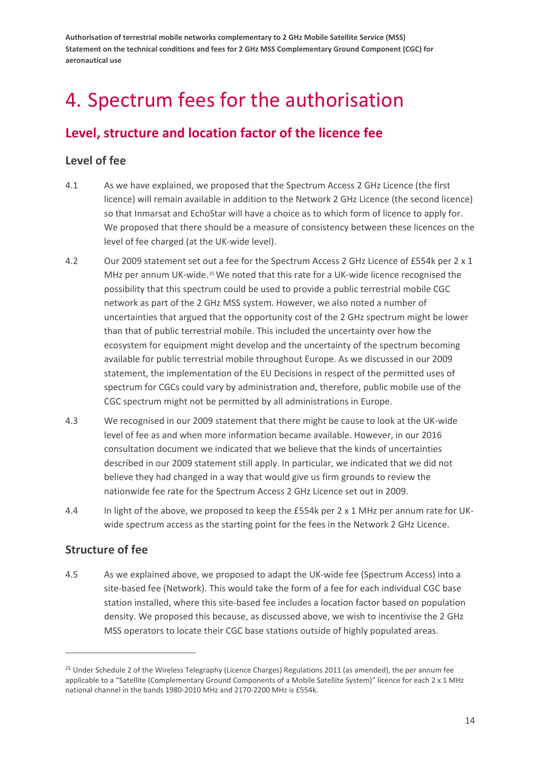# 4. Spectrum fees for the authorisation

## Level, structure and location factor of the licence fee

### Level of fee

4.1 As we have explained, we proposed that the Spectrum Access 2 GHz Licence (the first licence) will remain available in addition to the Network 2 GHz Licence (the second licence) so that Inmarsat and EchoStar will have a choice as to which form of licence to apply for. We proposed that there should be a measure of consistency between these licences on the level of fee charged (at the UK-wide level).

4.2 Our 2009 statement set out a fee for the Spectrum Access 2 GHz Licence of £554k per 2 x 1 MHz per annum UK-wide.[25] We noted that this rate for a UK-wide licence recognised the possibility that this spectrum could be used to provide a public terrestrial mobile CGC network as part of the 2 GHz MSS system. However, we also noted a number of uncertainties that argued that the opportunity cost of the 2 GHz spectrum might be lower than that of public terrestrial mobile. This included the uncertainty over how the ecosystem for equipment might develop and the uncertainty of the spectrum becoming available for public terrestrial mobile throughout Europe. As we discussed in our 2009 statement, the implementation of the EU Decisions in respect of the permitted uses of spectrum for CGCs could vary by administration and, therefore, public mobile use of the CGC spectrum might not be permitted by all administrations in Europe.

4.3 We recognised in our 2009 statement that there might be cause to look at the UK-wide level of fee as and when more information became available. However, in our 2016 consultation document we indicated that we believe that the kinds of uncertainties described in our 2009 statement still apply. In particular, we indicated that we did not believe they had changed in a way that would give us firm grounds to review the nationwide fee rate for the Spectrum Access 2 GHz Licence set out in 2009.

4.4 In light of the above, we proposed to keep the £554k per 2 x 1 MHz per annum rate for UK-wide spectrum access as the starting point for the fees in the Network 2 GHz Licence.

### Structure of fee

4.5 As we explained above, we proposed to adapt the UK-wide fee (Spectrum Access) into a site-based fee (Network). This would take the form of a fee for each individual CGC base station installed, where this site-based fee includes a location factor based on population density. We proposed this because, as discussed above, we wish to incentivise the 2 GHz MSS operators to locate their CGC base stations outside of highly populated areas.

[25] Under Schedule 2 of the Wireless Telegraphy (Licence Charges) Regulations 2011 (as amended), the per annum fee applicable to a "Satellite (Complementary Ground Components of a Mobile Satellite System)" licence for each 2 x 1 MHz national channel in the bands 1980-2010 MHz and 2170-2200 MHz is £554k.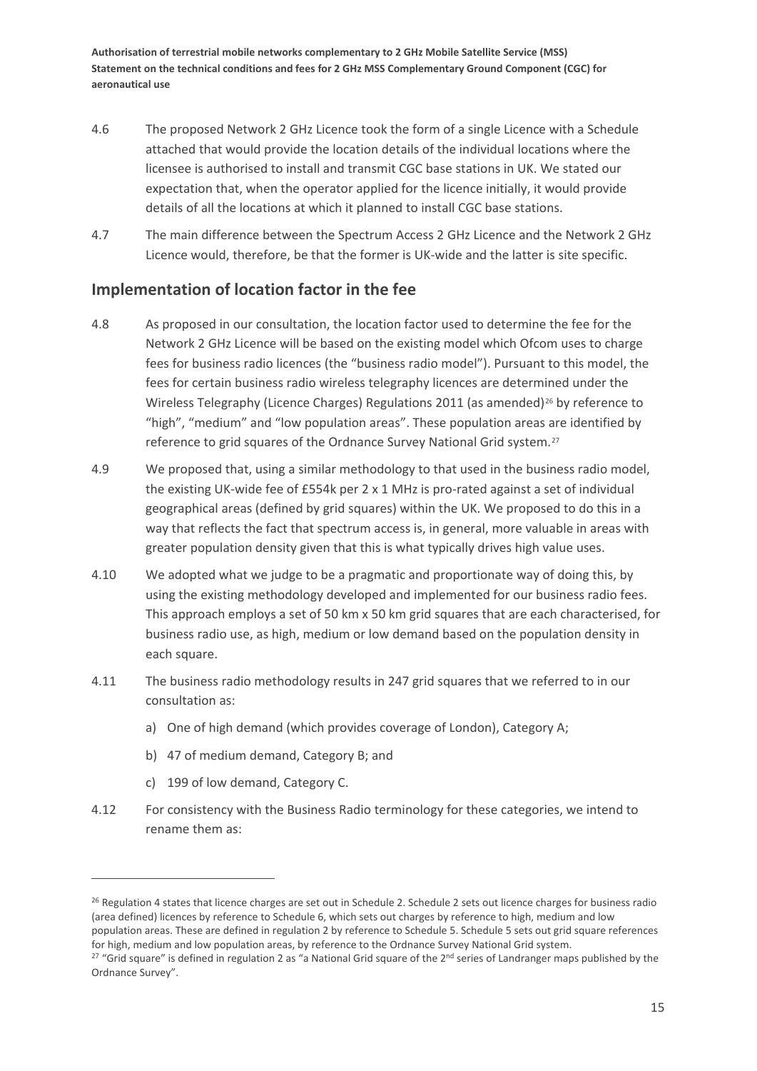4.6 The proposed Network 2 GHz Licence took the form of a single Licence with a Schedule attached that would provide the location details of the individual locations where the licensee is authorised to install and transmit CGC base stations in UK. We stated our expectation that, when the operator applied for the licence initially, it would provide details of all the locations at which it planned to install CGC base stations.

4.7 The main difference between the Spectrum Access 2 GHz Licence and the Network 2 GHz Licence would, therefore, be that the former is UK-wide and the latter is site specific.

## Implementation of location factor in the fee

4.8 As proposed in our consultation, the location factor used to determine the fee for the Network 2 GHz Licence will be based on the existing model which Ofcom uses to charge fees for business radio licences (the "business radio model"). Pursuant to this model, the fees for certain business radio wireless telegraphy licences are determined under the Wireless Telegraphy (Licence Charges) Regulations 2011 (as amended)[26] by reference to "high", "medium" and "low population areas". These population areas are identified by reference to grid squares of the Ordnance Survey National Grid system.[27]

4.9 We proposed that, using a similar methodology to that used in the business radio model, the existing UK-wide fee of £554k per 2 x 1 MHz is pro-rated against a set of individual geographical areas (defined by grid squares) within the UK. We proposed to do this in a way that reflects the fact that spectrum access is, in general, more valuable in areas with greater population density given that this is what typically drives high value uses.

4.10 We adopted what we judge to be a pragmatic and proportionate way of doing this, by using the existing methodology developed and implemented for our business radio fees. This approach employs a set of 50 km x 50 km grid squares that are each characterised, for business radio use, as high, medium or low demand based on the population density in each square.

4.11 The business radio methodology results in 247 grid squares that we referred to in our consultation as:

a) One of high demand (which provides coverage of London), Category A;

b) 47 of medium demand, Category B; and

c) 199 of low demand, Category C.

4.12 For consistency with the Business Radio terminology for these categories, we intend to rename them as:

---

[26] Regulation 4 states that licence charges are set out in Schedule 2. Schedule 2 sets out licence charges for business radio (area defined) licences by reference to Schedule 6, which sets out charges by reference to high, medium and low population areas. These are defined in regulation 2 by reference to Schedule 5. Schedule 5 sets out grid square references for high, medium and low population areas, by reference to the Ordnance Survey National Grid system.

[27] "Grid square" is defined in regulation 2 as "a National Grid square of the 2nd series of Landranger maps published by the Ordnance Survey".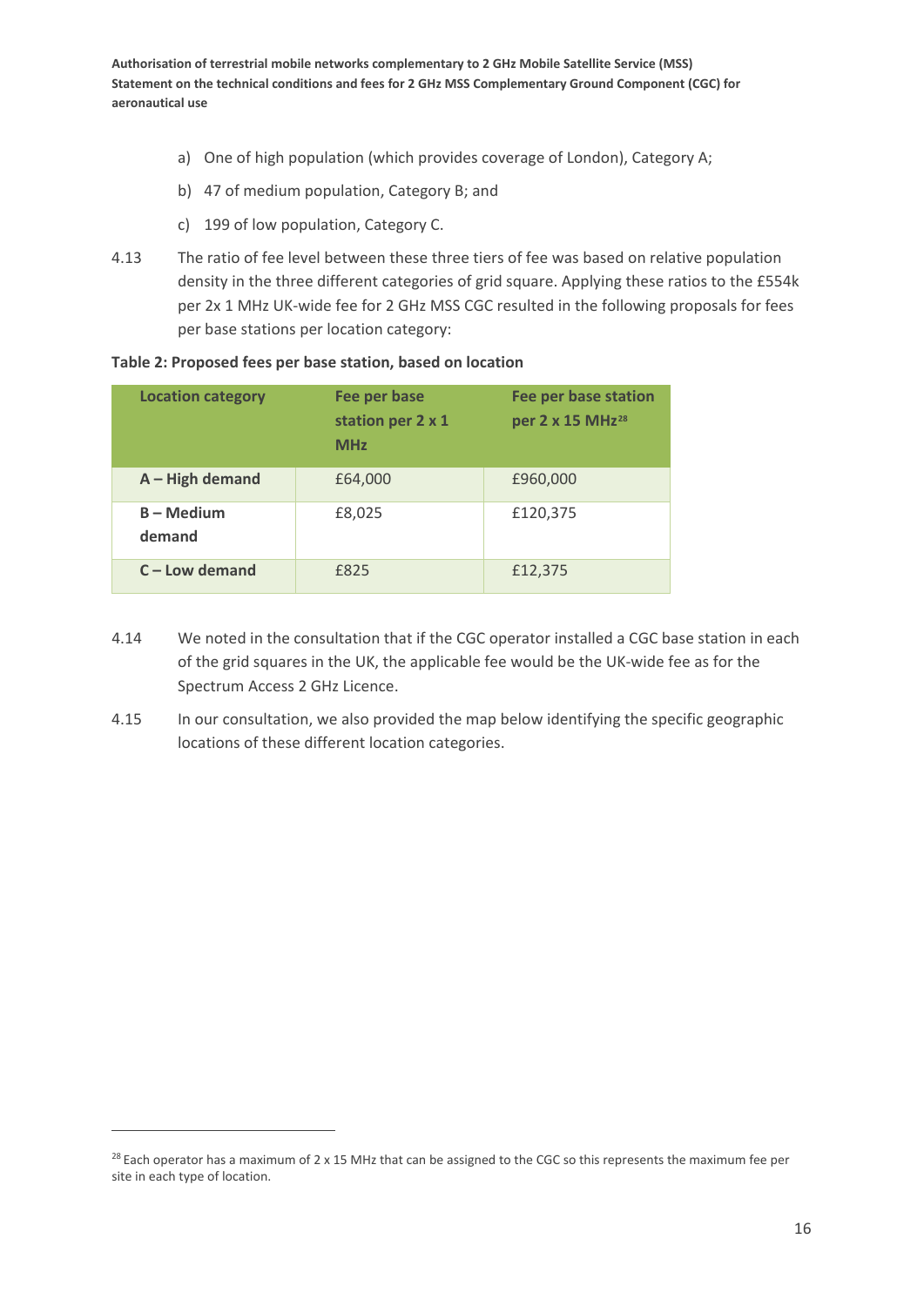a) One of high population (which provides coverage of London), Category A;

b) 47 of medium population, Category B; and

c) 199 of low population, Category C.

4.13 The ratio of fee level between these three tiers of fee was based on relative population density in the three different categories of grid square. Applying these ratios to the £554k per 2x 1 MHz UK-wide fee for 2 GHz MSS CGC resulted in the following proposals for fees per base stations per location category:

**Table 2: Proposed fees per base station, based on location**

| Location category | Fee per base station per 2 x 1 MHz | Fee per base station per 2 x 15 MHz[28] |
|---|---|---|
| **A – High demand** | £64,000 | £960,000 |
| **B – Medium demand** | £8,025 | £120,375 |
| **C – Low demand** | £825 | £12,375 |

4.14 We noted in the consultation that if the CGC operator installed a CGC base station in each of the grid squares in the UK, the applicable fee would be the UK-wide fee as for the Spectrum Access 2 GHz Licence.

4.15 In our consultation, we also provided the map below identifying the specific geographic locations of these different location categories.

[28] Each operator has a maximum of 2 x 15 MHz that can be assigned to the CGC so this represents the maximum fee per site in each type of location.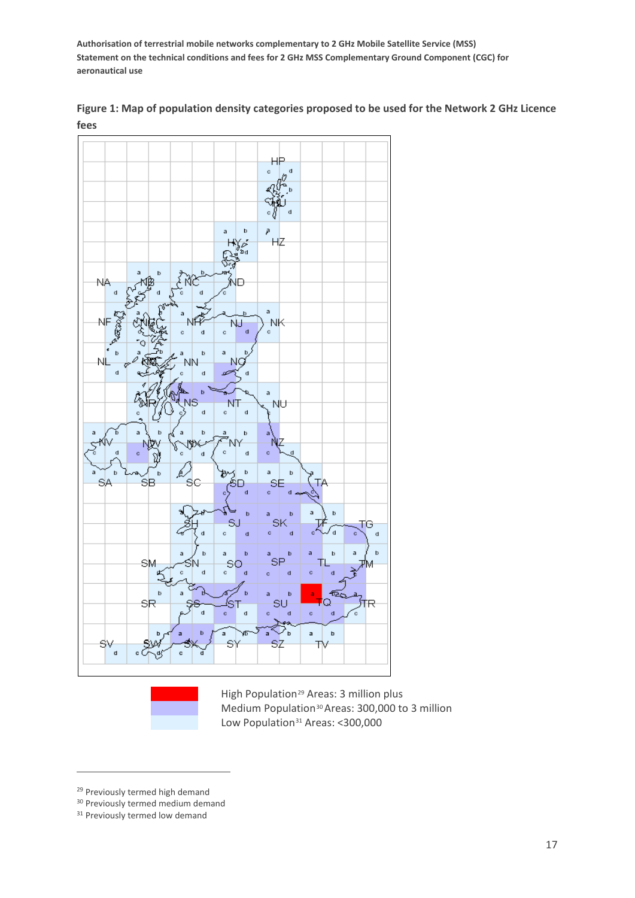**Figure 1: Map of population density categories proposed to be used for the Network 2 GHz Licence fees**

High Population[29] Areas: 3 million plus

Medium Population[30] Areas: 300,000 to 3 million

Low Population[31] Areas: <300,000

[29] Previously termed high demand

[30] Previously termed medium demand

[31] Previously termed low demand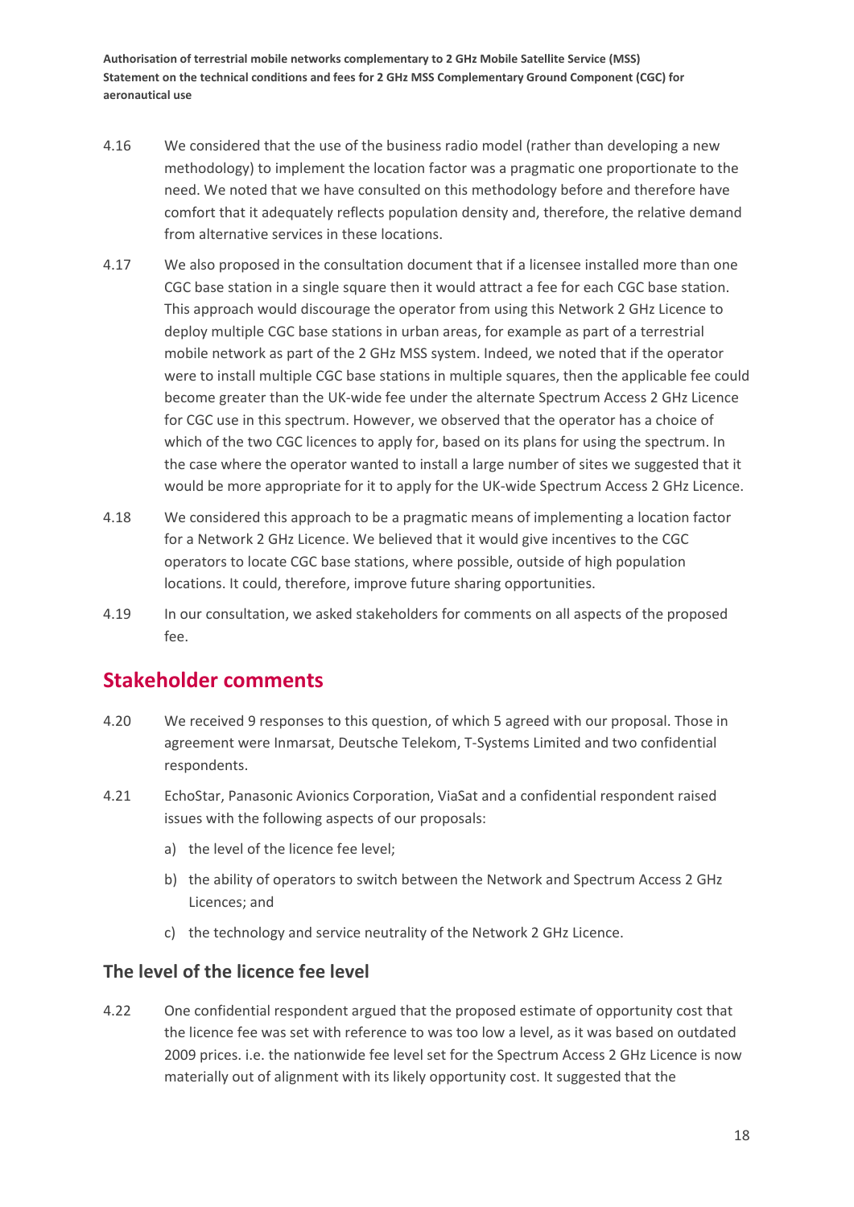4.16 We considered that the use of the business radio model (rather than developing a new methodology) to implement the location factor was a pragmatic one proportionate to the need. We noted that we have consulted on this methodology before and therefore have comfort that it adequately reflects population density and, therefore, the relative demand from alternative services in these locations.

4.17 We also proposed in the consultation document that if a licensee installed more than one CGC base station in a single square then it would attract a fee for each CGC base station. This approach would discourage the operator from using this Network 2 GHz Licence to deploy multiple CGC base stations in urban areas, for example as part of a terrestrial mobile network as part of the 2 GHz MSS system. Indeed, we noted that if the operator were to install multiple CGC base stations in multiple squares, then the applicable fee could become greater than the UK-wide fee under the alternate Spectrum Access 2 GHz Licence for CGC use in this spectrum. However, we observed that the operator has a choice of which of the two CGC licences to apply for, based on its plans for using the spectrum. In the case where the operator wanted to install a large number of sites we suggested that it would be more appropriate for it to apply for the UK-wide Spectrum Access 2 GHz Licence.

4.18 We considered this approach to be a pragmatic means of implementing a location factor for a Network 2 GHz Licence. We believed that it would give incentives to the CGC operators to locate CGC base stations, where possible, outside of high population locations. It could, therefore, improve future sharing opportunities.

4.19 In our consultation, we asked stakeholders for comments on all aspects of the proposed fee.

## Stakeholder comments

4.20 We received 9 responses to this question, of which 5 agreed with our proposal. Those in agreement were Inmarsat, Deutsche Telekom, T-Systems Limited and two confidential respondents.

4.21 EchoStar, Panasonic Avionics Corporation, ViaSat and a confidential respondent raised issues with the following aspects of our proposals:

a) the level of the licence fee level;

b) the ability of operators to switch between the Network and Spectrum Access 2 GHz Licences; and

c) the technology and service neutrality of the Network 2 GHz Licence.

### The level of the licence fee level

4.22 One confidential respondent argued that the proposed estimate of opportunity cost that the licence fee was set with reference to was too low a level, as it was based on outdated 2009 prices. i.e. the nationwide fee level set for the Spectrum Access 2 GHz Licence is now materially out of alignment with its likely opportunity cost. It suggested that the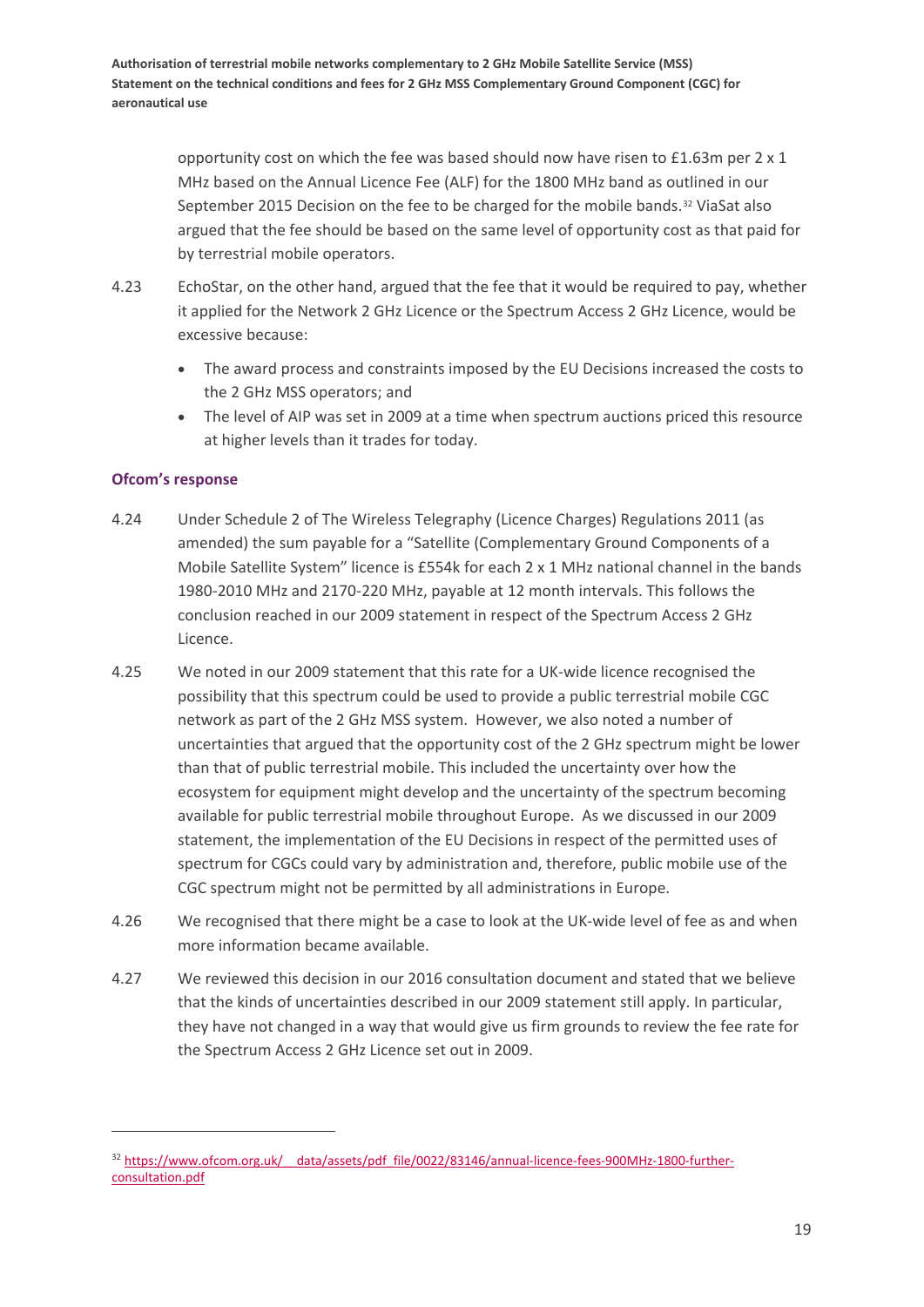opportunity cost on which the fee was based should now have risen to £1.63m per 2 x 1 MHz based on the Annual Licence Fee (ALF) for the 1800 MHz band as outlined in our September 2015 Decision on the fee to be charged for the mobile bands.[32] ViaSat also argued that the fee should be based on the same level of opportunity cost as that paid for by terrestrial mobile operators.

4.23 EchoStar, on the other hand, argued that the fee that it would be required to pay, whether it applied for the Network 2 GHz Licence or the Spectrum Access 2 GHz Licence, would be excessive because:

- The award process and constraints imposed by the EU Decisions increased the costs to the 2 GHz MSS operators; and
- The level of AIP was set in 2009 at a time when spectrum auctions priced this resource at higher levels than it trades for today.

### Ofcom's response

4.24 Under Schedule 2 of The Wireless Telegraphy (Licence Charges) Regulations 2011 (as amended) the sum payable for a "Satellite (Complementary Ground Components of a Mobile Satellite System" licence is £554k for each 2 x 1 MHz national channel in the bands 1980-2010 MHz and 2170-220 MHz, payable at 12 month intervals. This follows the conclusion reached in our 2009 statement in respect of the Spectrum Access 2 GHz Licence.

4.25 We noted in our 2009 statement that this rate for a UK-wide licence recognised the possibility that this spectrum could be used to provide a public terrestrial mobile CGC network as part of the 2 GHz MSS system. However, we also noted a number of uncertainties that argued that the opportunity cost of the 2 GHz spectrum might be lower than that of public terrestrial mobile. This included the uncertainty over how the ecosystem for equipment might develop and the uncertainty of the spectrum becoming available for public terrestrial mobile throughout Europe. As we discussed in our 2009 statement, the implementation of the EU Decisions in respect of the permitted uses of spectrum for CGCs could vary by administration and, therefore, public mobile use of the CGC spectrum might not be permitted by all administrations in Europe.

4.26 We recognised that there might be a case to look at the UK-wide level of fee as and when more information became available.

4.27 We reviewed this decision in our 2016 consultation document and stated that we believe that the kinds of uncertainties described in our 2009 statement still apply. In particular, they have not changed in a way that would give us firm grounds to review the fee rate for the Spectrum Access 2 GHz Licence set out in 2009.

---

[32] https://www.ofcom.org.uk/__data/assets/pdf_file/0022/83146/annual-licence-fees-900MHz-1800-further-consultation.pdf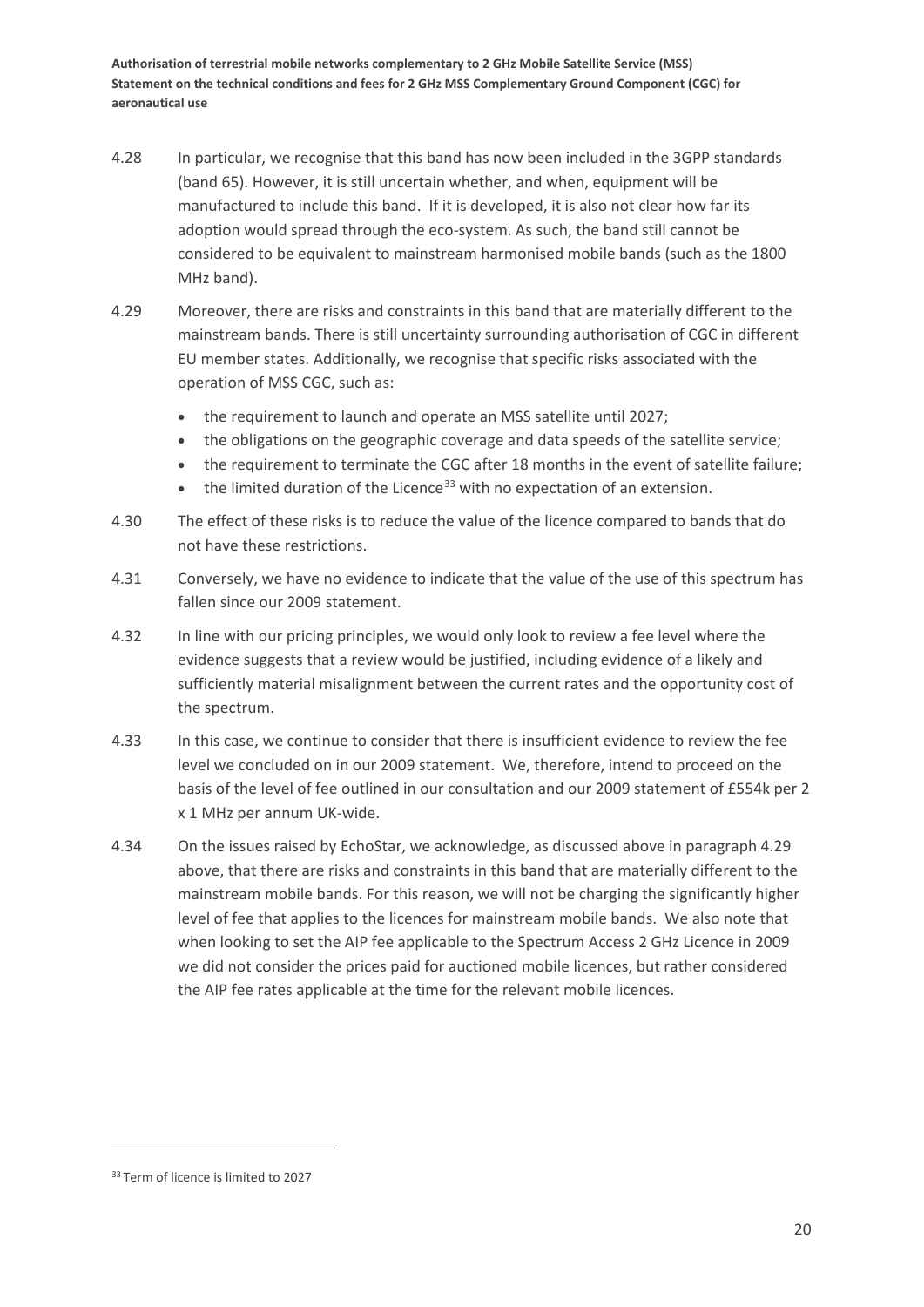4.28 In particular, we recognise that this band has now been included in the 3GPP standards (band 65). However, it is still uncertain whether, and when, equipment will be manufactured to include this band. If it is developed, it is also not clear how far its adoption would spread through the eco-system. As such, the band still cannot be considered to be equivalent to mainstream harmonised mobile bands (such as the 1800 MHz band).

4.29 Moreover, there are risks and constraints in this band that are materially different to the mainstream bands. There is still uncertainty surrounding authorisation of CGC in different EU member states. Additionally, we recognise that specific risks associated with the operation of MSS CGC, such as:

- the requirement to launch and operate an MSS satellite until 2027;
- the obligations on the geographic coverage and data speeds of the satellite service;
- the requirement to terminate the CGC after 18 months in the event of satellite failure;
- the limited duration of the Licence[33] with no expectation of an extension.

4.30 The effect of these risks is to reduce the value of the licence compared to bands that do not have these restrictions.

4.31 Conversely, we have no evidence to indicate that the value of the use of this spectrum has fallen since our 2009 statement.

4.32 In line with our pricing principles, we would only look to review a fee level where the evidence suggests that a review would be justified, including evidence of a likely and sufficiently material misalignment between the current rates and the opportunity cost of the spectrum.

4.33 In this case, we continue to consider that there is insufficient evidence to review the fee level we concluded on in our 2009 statement. We, therefore, intend to proceed on the basis of the level of fee outlined in our consultation and our 2009 statement of £554k per 2 x 1 MHz per annum UK-wide.

4.34 On the issues raised by EchoStar, we acknowledge, as discussed above in paragraph 4.29 above, that there are risks and constraints in this band that are materially different to the mainstream mobile bands. For this reason, we will not be charging the significantly higher level of fee that applies to the licences for mainstream mobile bands. We also note that when looking to set the AIP fee applicable to the Spectrum Access 2 GHz Licence in 2009 we did not consider the prices paid for auctioned mobile licences, but rather considered the AIP fee rates applicable at the time for the relevant mobile licences.

[33] Term of licence is limited to 2027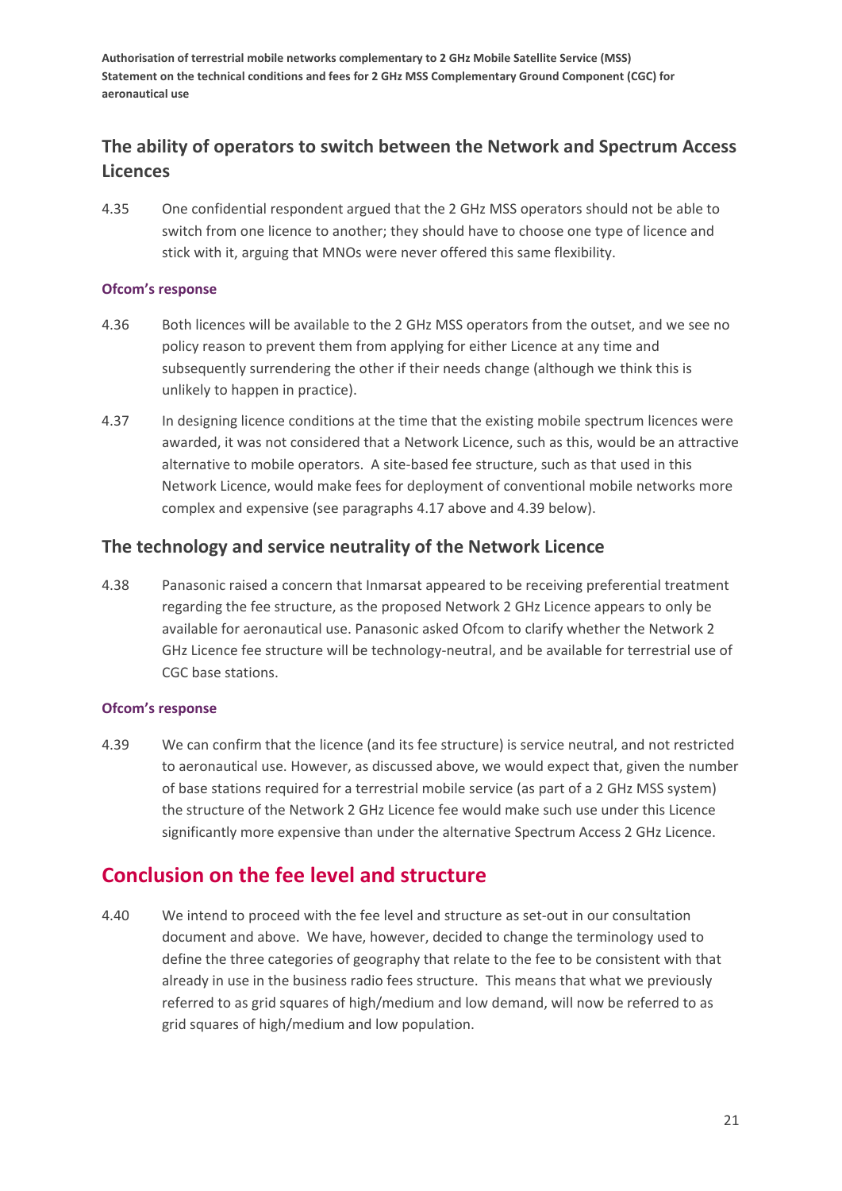## The ability of operators to switch between the Network and Spectrum Access Licences

4.35 One confidential respondent argued that the 2 GHz MSS operators should not be able to switch from one licence to another; they should have to choose one type of licence and stick with it, arguing that MNOs were never offered this same flexibility.

#### Ofcom's response

4.36 Both licences will be available to the 2 GHz MSS operators from the outset, and we see no policy reason to prevent them from applying for either Licence at any time and subsequently surrendering the other if their needs change (although we think this is unlikely to happen in practice).

4.37 In designing licence conditions at the time that the existing mobile spectrum licences were awarded, it was not considered that a Network Licence, such as this, would be an attractive alternative to mobile operators. A site-based fee structure, such as that used in this Network Licence, would make fees for deployment of conventional mobile networks more complex and expensive (see paragraphs 4.17 above and 4.39 below).

## The technology and service neutrality of the Network Licence

4.38 Panasonic raised a concern that Inmarsat appeared to be receiving preferential treatment regarding the fee structure, as the proposed Network 2 GHz Licence appears to only be available for aeronautical use. Panasonic asked Ofcom to clarify whether the Network 2 GHz Licence fee structure will be technology-neutral, and be available for terrestrial use of CGC base stations.

#### Ofcom's response

4.39 We can confirm that the licence (and its fee structure) is service neutral, and not restricted to aeronautical use. However, as discussed above, we would expect that, given the number of base stations required for a terrestrial mobile service (as part of a 2 GHz MSS system) the structure of the Network 2 GHz Licence fee would make such use under this Licence significantly more expensive than under the alternative Spectrum Access 2 GHz Licence.

# Conclusion on the fee level and structure

4.40 We intend to proceed with the fee level and structure as set-out in our consultation document and above. We have, however, decided to change the terminology used to define the three categories of geography that relate to the fee to be consistent with that already in use in the business radio fees structure. This means that what we previously referred to as grid squares of high/medium and low demand, will now be referred to as grid squares of high/medium and low population.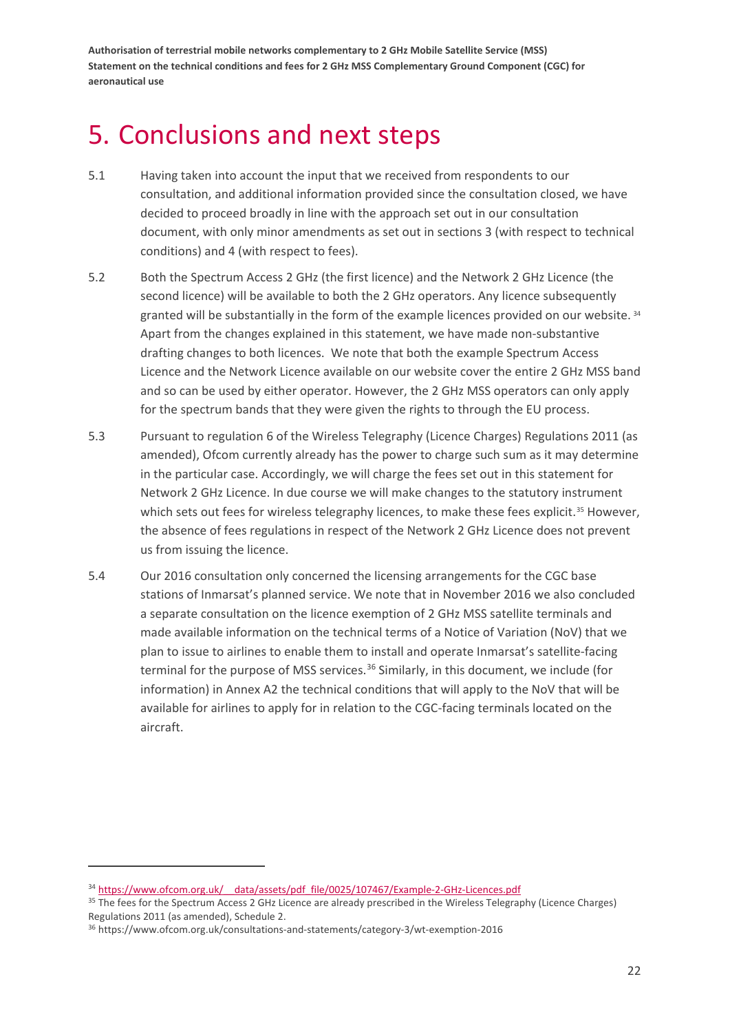# 5. Conclusions and next steps

5.1 Having taken into account the input that we received from respondents to our consultation, and additional information provided since the consultation closed, we have decided to proceed broadly in line with the approach set out in our consultation document, with only minor amendments as set out in sections 3 (with respect to technical conditions) and 4 (with respect to fees).

5.2 Both the Spectrum Access 2 GHz (the first licence) and the Network 2 GHz Licence (the second licence) will be available to both the 2 GHz operators. Any licence subsequently granted will be substantially in the form of the example licences provided on our website.[34] Apart from the changes explained in this statement, we have made non-substantive drafting changes to both licences. We note that both the example Spectrum Access Licence and the Network Licence available on our website cover the entire 2 GHz MSS band and so can be used by either operator. However, the 2 GHz MSS operators can only apply for the spectrum bands that they were given the rights to through the EU process.

5.3 Pursuant to regulation 6 of the Wireless Telegraphy (Licence Charges) Regulations 2011 (as amended), Ofcom currently already has the power to charge such sum as it may determine in the particular case. Accordingly, we will charge the fees set out in this statement for Network 2 GHz Licence. In due course we will make changes to the statutory instrument which sets out fees for wireless telegraphy licences, to make these fees explicit.[35] However, the absence of fees regulations in respect of the Network 2 GHz Licence does not prevent us from issuing the licence.

5.4 Our 2016 consultation only concerned the licensing arrangements for the CGC base stations of Inmarsat's planned service. We note that in November 2016 we also concluded a separate consultation on the licence exemption of 2 GHz MSS satellite terminals and made available information on the technical terms of a Notice of Variation (NoV) that we plan to issue to airlines to enable them to install and operate Inmarsat's satellite-facing terminal for the purpose of MSS services.[36] Similarly, in this document, we include (for information) in Annex A2 the technical conditions that will apply to the NoV that will be available for airlines to apply for in relation to the CGC-facing terminals located on the aircraft.

---

[34] https://www.ofcom.org.uk/__data/assets/pdf_file/0025/107467/Example-2-GHz-Licences.pdf

[35] The fees for the Spectrum Access 2 GHz Licence are already prescribed in the Wireless Telegraphy (Licence Charges) Regulations 2011 (as amended), Schedule 2.

[36] https://www.ofcom.org.uk/consultations-and-statements/category-3/wt-exemption-2016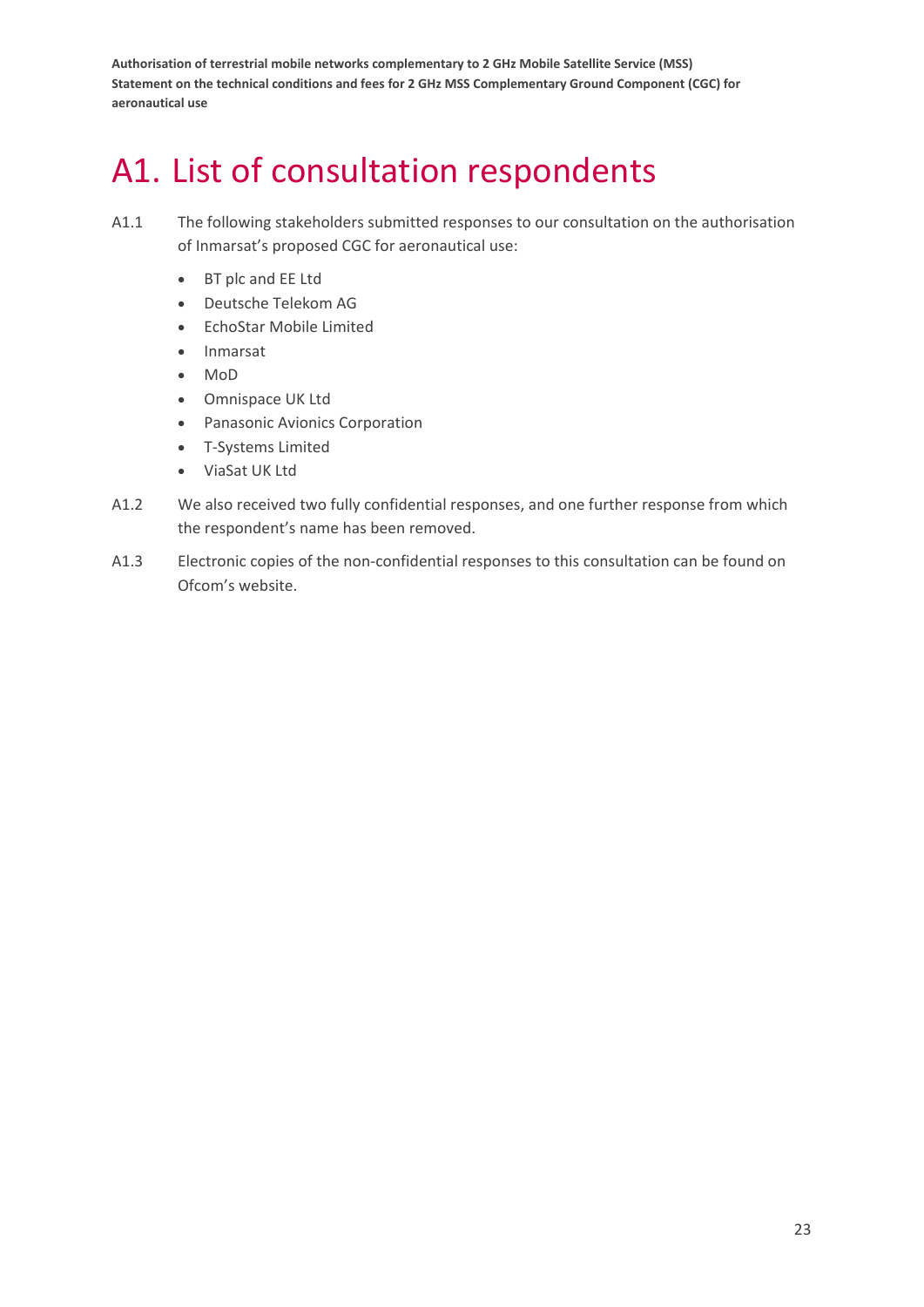# A1. List of consultation respondents

A1.1 The following stakeholders submitted responses to our consultation on the authorisation of Inmarsat's proposed CGC for aeronautical use:

- BT plc and EE Ltd
- Deutsche Telekom AG
- EchoStar Mobile Limited
- Inmarsat
- MoD
- Omnispace UK Ltd
- Panasonic Avionics Corporation
- T-Systems Limited
- ViaSat UK Ltd

A1.2 We also received two fully confidential responses, and one further response from which the respondent's name has been removed.

A1.3 Electronic copies of the non-confidential responses to this consultation can be found on Ofcom's website.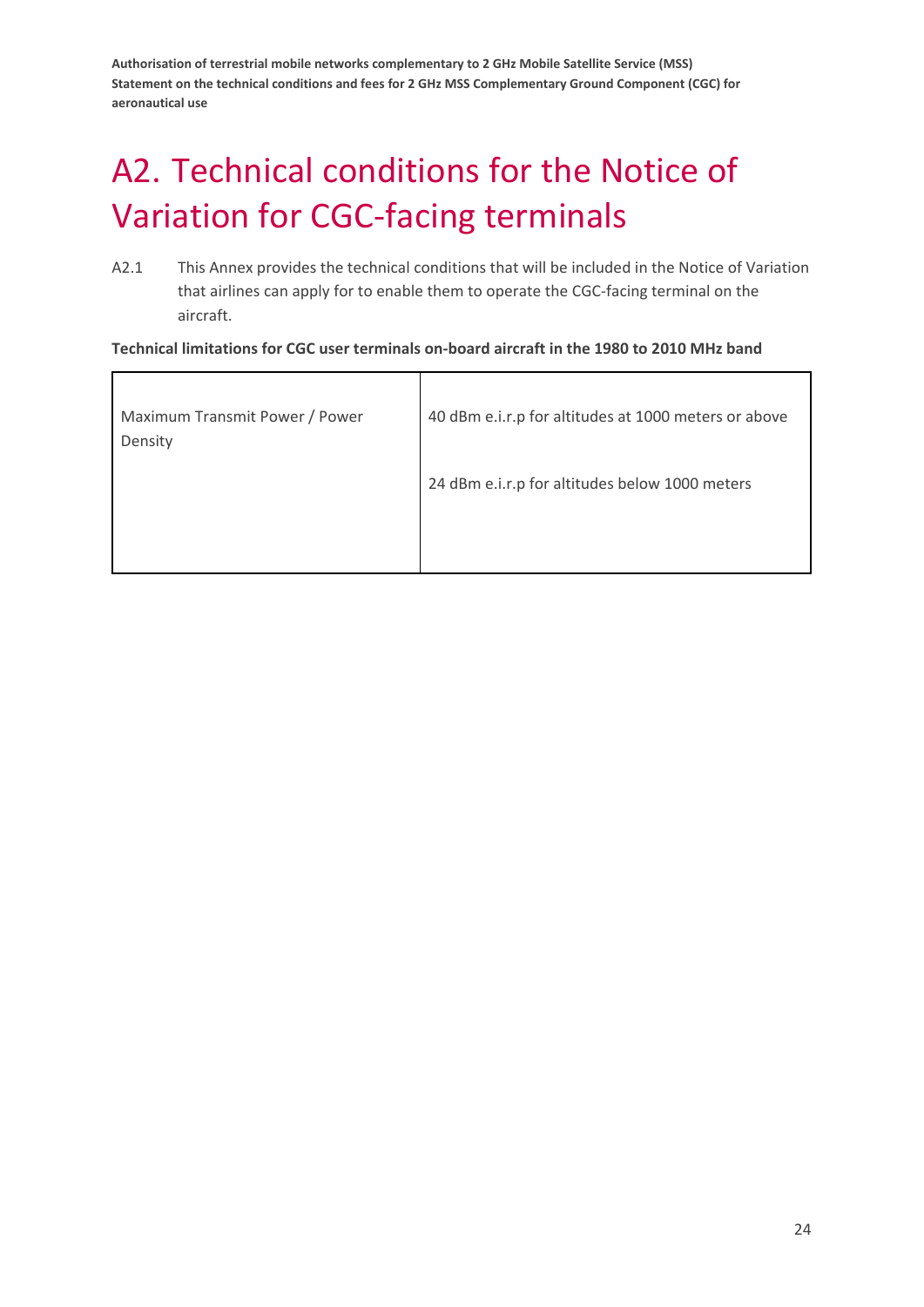# A2. Technical conditions for the Notice of Variation for CGC-facing terminals

A2.1 This Annex provides the technical conditions that will be included in the Notice of Variation that airlines can apply for to enable them to operate the CGC-facing terminal on the aircraft.

**Technical limitations for CGC user terminals on-board aircraft in the 1980 to 2010 MHz band**

| | |
|---|---|
| Maximum Transmit Power / Power Density | 40 dBm e.i.r.p for altitudes at 1000 meters or above<br><br>24 dBm e.i.r.p for altitudes below 1000 meters |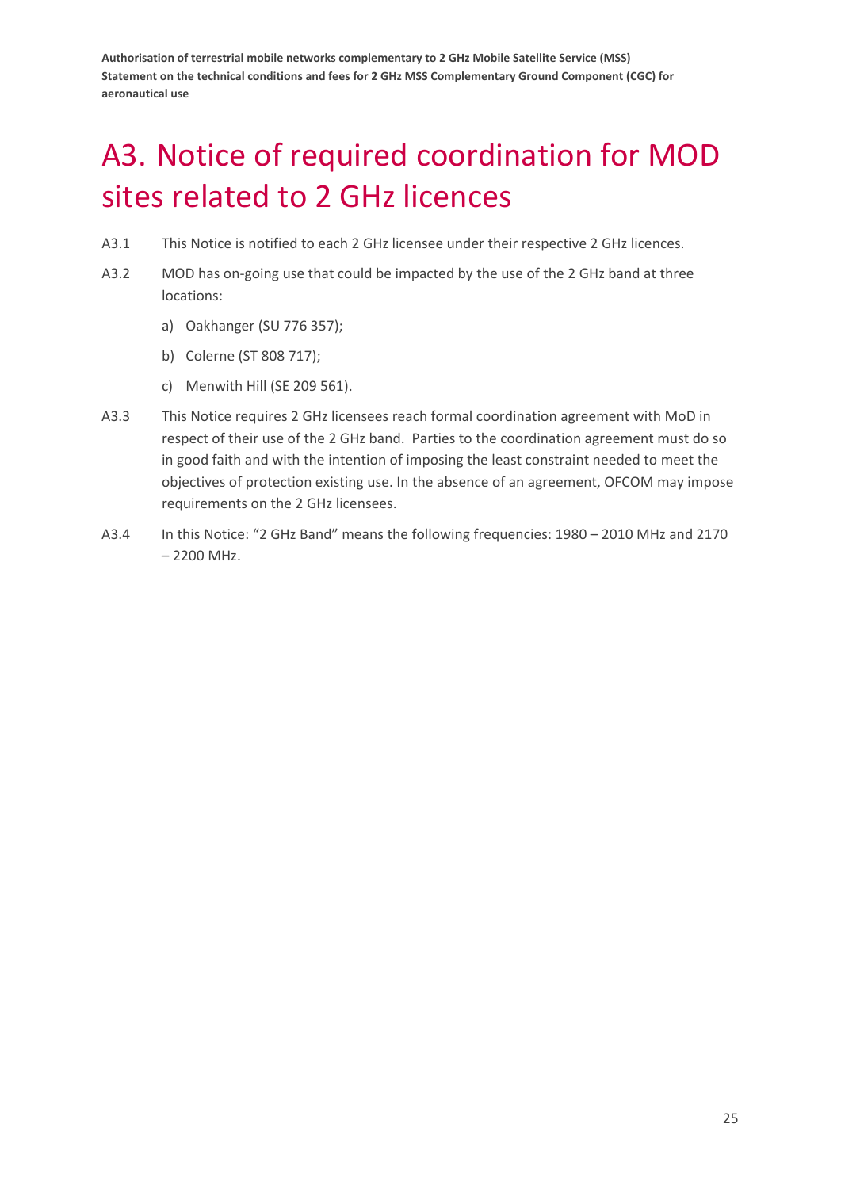# A3. Notice of required coordination for MOD sites related to 2 GHz licences

A3.1 This Notice is notified to each 2 GHz licensee under their respective 2 GHz licences.

A3.2 MOD has on-going use that could be impacted by the use of the 2 GHz band at three locations:

a) Oakhanger (SU 776 357);

b) Colerne (ST 808 717);

c) Menwith Hill (SE 209 561).

A3.3 This Notice requires 2 GHz licensees reach formal coordination agreement with MoD in respect of their use of the 2 GHz band. Parties to the coordination agreement must do so in good faith and with the intention of imposing the least constraint needed to meet the objectives of protection existing use. In the absence of an agreement, OFCOM may impose requirements on the 2 GHz licensees.

A3.4 In this Notice: “2 GHz Band” means the following frequencies: 1980 – 2010 MHz and 2170 – 2200 MHz.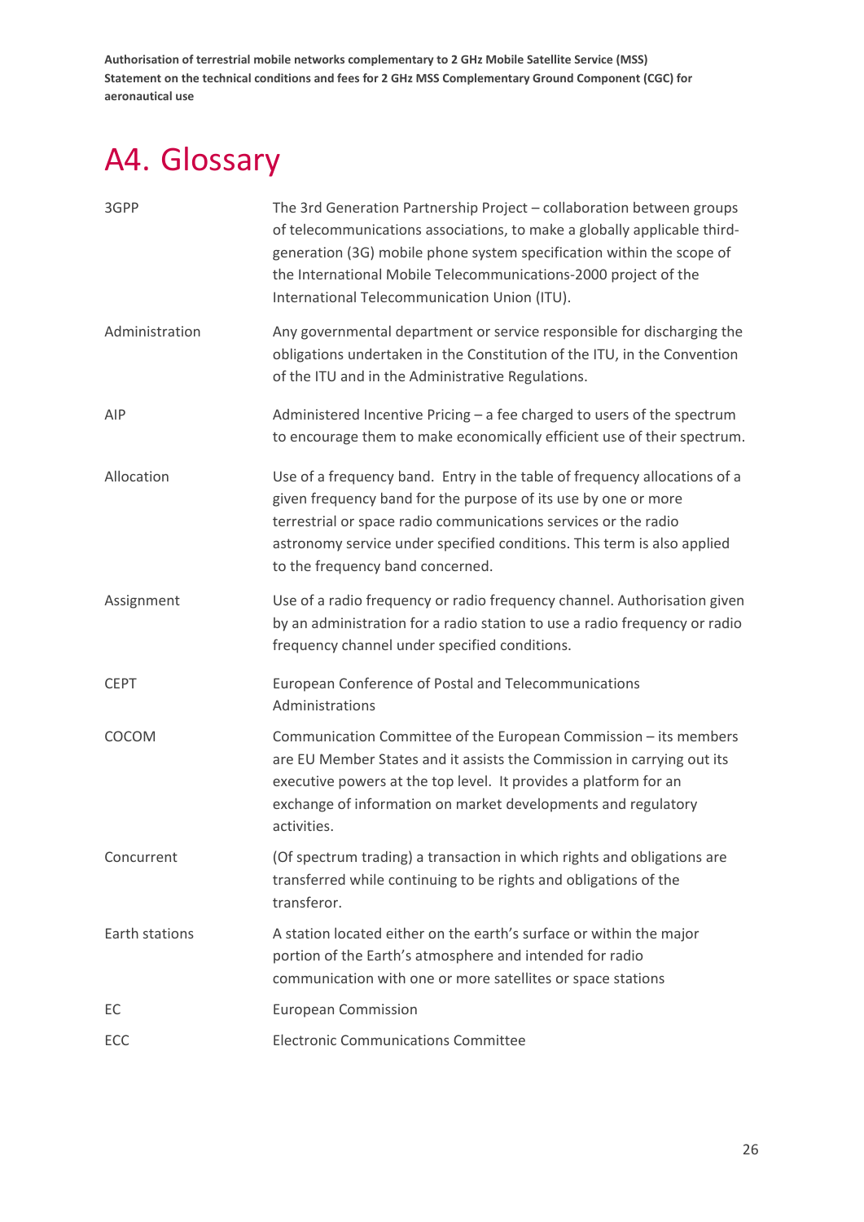# A4. Glossary

| | |
|---|---|
| 3GPP | The 3rd Generation Partnership Project – collaboration between groups of telecommunications associations, to make a globally applicable third-generation (3G) mobile phone system specification within the scope of the International Mobile Telecommunications-2000 project of the International Telecommunication Union (ITU). |
| Administration | Any governmental department or service responsible for discharging the obligations undertaken in the Constitution of the ITU, in the Convention of the ITU and in the Administrative Regulations. |
| AIP | Administered Incentive Pricing – a fee charged to users of the spectrum to encourage them to make economically efficient use of their spectrum. |
| Allocation | Use of a frequency band. Entry in the table of frequency allocations of a given frequency band for the purpose of its use by one or more terrestrial or space radio communications services or the radio astronomy service under specified conditions. This term is also applied to the frequency band concerned. |
| Assignment | Use of a radio frequency or radio frequency channel. Authorisation given by an administration for a radio station to use a radio frequency or radio frequency channel under specified conditions. |
| CEPT | European Conference of Postal and Telecommunications Administrations |
| COCOM | Communication Committee of the European Commission – its members are EU Member States and it assists the Commission in carrying out its executive powers at the top level. It provides a platform for an exchange of information on market developments and regulatory activities. |
| Concurrent | (Of spectrum trading) a transaction in which rights and obligations are transferred while continuing to be rights and obligations of the transferor. |
| Earth stations | A station located either on the earth's surface or within the major portion of the Earth's atmosphere and intended for radio communication with one or more satellites or space stations |
| EC | European Commission |
| ECC | Electronic Communications Committee |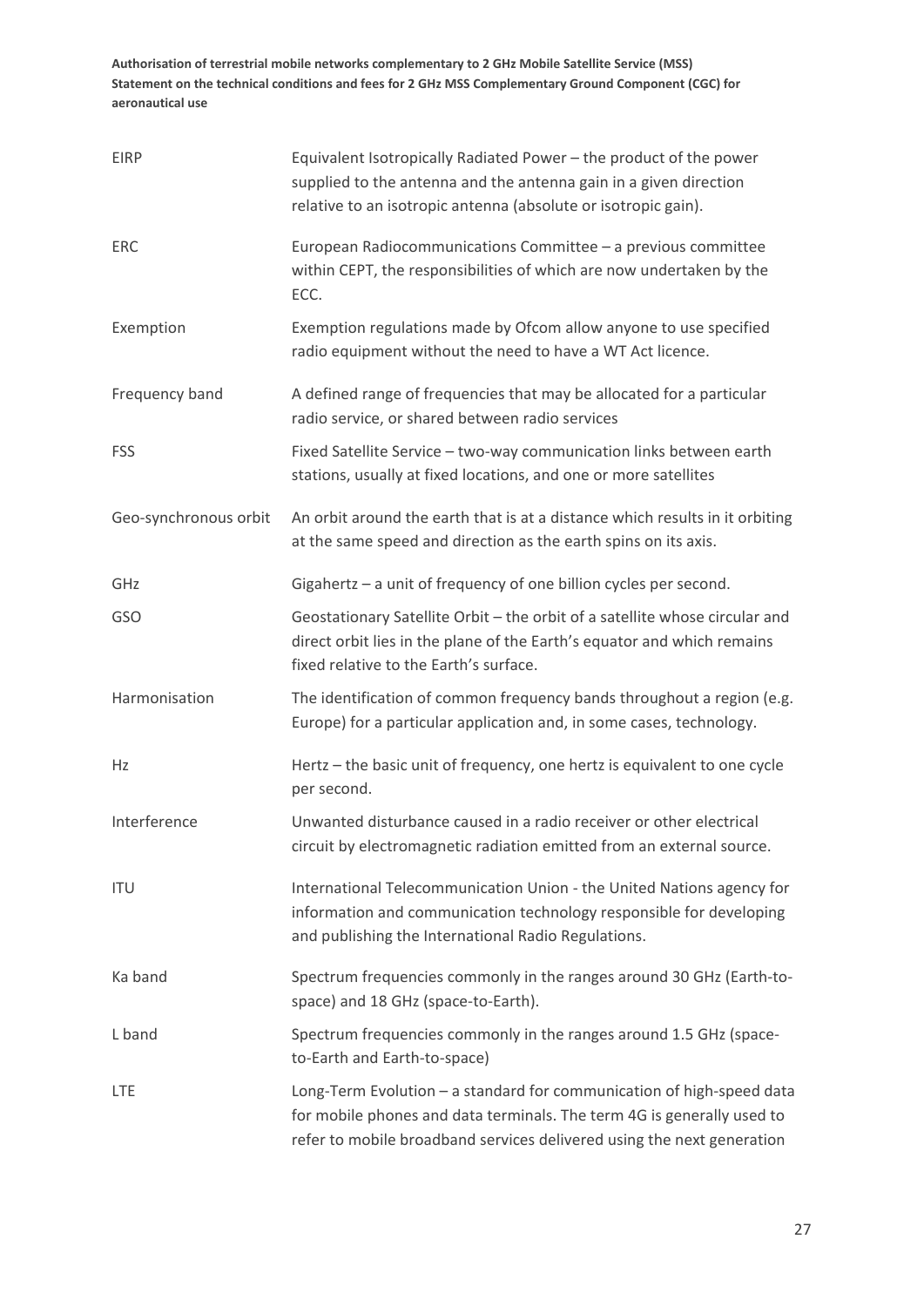| | |
|---|---|
| EIRP | Equivalent Isotropically Radiated Power – the product of the power supplied to the antenna and the antenna gain in a given direction relative to an isotropic antenna (absolute or isotropic gain). |
| ERC | European Radiocommunications Committee – a previous committee within CEPT, the responsibilities of which are now undertaken by the ECC. |
| Exemption | Exemption regulations made by Ofcom allow anyone to use specified radio equipment without the need to have a WT Act licence. |
| Frequency band | A defined range of frequencies that may be allocated for a particular radio service, or shared between radio services |
| FSS | Fixed Satellite Service – two-way communication links between earth stations, usually at fixed locations, and one or more satellites |
| Geo-synchronous orbit | An orbit around the earth that is at a distance which results in it orbiting at the same speed and direction as the earth spins on its axis. |
| GHz | Gigahertz – a unit of frequency of one billion cycles per second. |
| GSO | Geostationary Satellite Orbit – the orbit of a satellite whose circular and direct orbit lies in the plane of the Earth's equator and which remains fixed relative to the Earth's surface. |
| Harmonisation | The identification of common frequency bands throughout a region (e.g. Europe) for a particular application and, in some cases, technology. |
| Hz | Hertz – the basic unit of frequency, one hertz is equivalent to one cycle per second. |
| Interference | Unwanted disturbance caused in a radio receiver or other electrical circuit by electromagnetic radiation emitted from an external source. |
| ITU | International Telecommunication Union - the United Nations agency for information and communication technology responsible for developing and publishing the International Radio Regulations. |
| Ka band | Spectrum frequencies commonly in the ranges around 30 GHz (Earth-to-space) and 18 GHz (space-to-Earth). |
| L band | Spectrum frequencies commonly in the ranges around 1.5 GHz (space-to-Earth and Earth-to-space) |
| LTE | Long-Term Evolution – a standard for communication of high-speed data for mobile phones and data terminals. The term 4G is generally used to refer to mobile broadband services delivered using the next generation |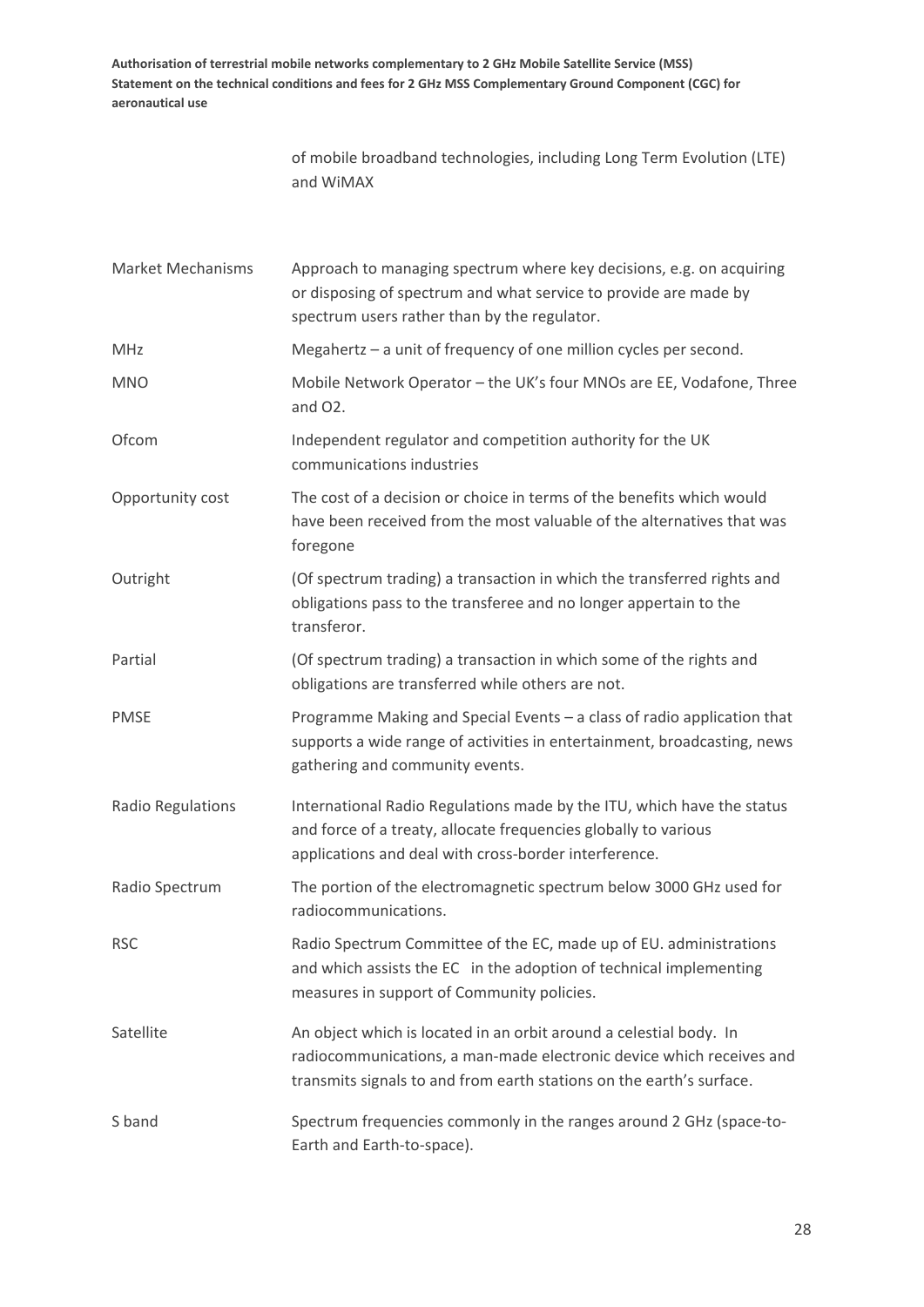| | |
|---|---|
| | of mobile broadband technologies, including Long Term Evolution (LTE) and WiMAX |
| Market Mechanisms | Approach to managing spectrum where key decisions, e.g. on acquiring or disposing of spectrum and what service to provide are made by spectrum users rather than by the regulator. |
| MHz | Megahertz – a unit of frequency of one million cycles per second. |
| MNO | Mobile Network Operator – the UK's four MNOs are EE, Vodafone, Three and O2. |
| Ofcom | Independent regulator and competition authority for the UK communications industries |
| Opportunity cost | The cost of a decision or choice in terms of the benefits which would have been received from the most valuable of the alternatives that was foregone |
| Outright | (Of spectrum trading) a transaction in which the transferred rights and obligations pass to the transferee and no longer appertain to the transferor. |
| Partial | (Of spectrum trading) a transaction in which some of the rights and obligations are transferred while others are not. |
| PMSE | Programme Making and Special Events – a class of radio application that supports a wide range of activities in entertainment, broadcasting, news gathering and community events. |
| Radio Regulations | International Radio Regulations made by the ITU, which have the status and force of a treaty, allocate frequencies globally to various applications and deal with cross-border interference. |
| Radio Spectrum | The portion of the electromagnetic spectrum below 3000 GHz used for radiocommunications. |
| RSC | Radio Spectrum Committee of the EC, made up of EU. administrations and which assists the EC in the adoption of technical implementing measures in support of Community policies. |
| Satellite | An object which is located in an orbit around a celestial body. In radiocommunications, a man-made electronic device which receives and transmits signals to and from earth stations on the earth's surface. |
| S band | Spectrum frequencies commonly in the ranges around 2 GHz (space-to-Earth and Earth-to-space). |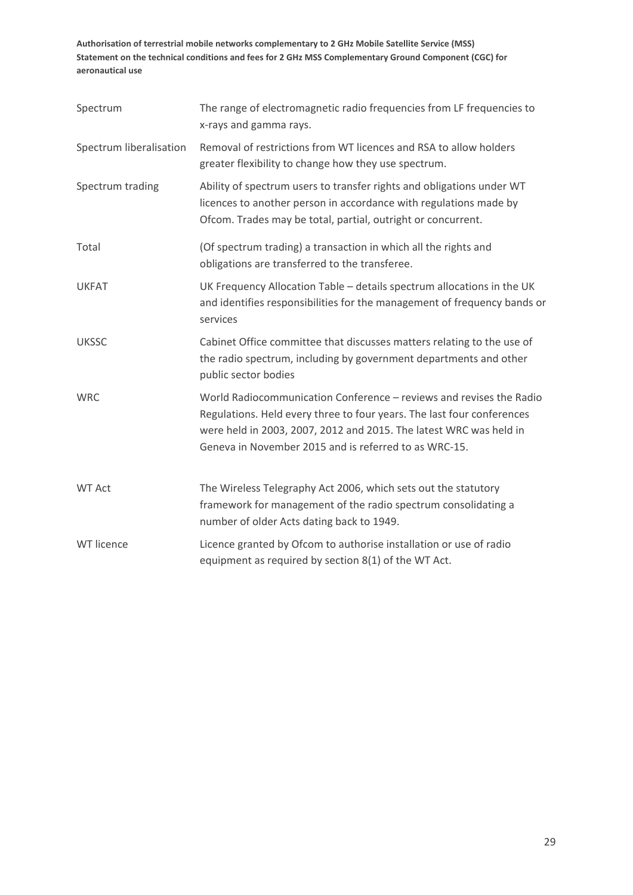| | |
|---|---|
| Spectrum | The range of electromagnetic radio frequencies from LF frequencies to x-rays and gamma rays. |
| Spectrum liberalisation | Removal of restrictions from WT licences and RSA to allow holders greater flexibility to change how they use spectrum. |
| Spectrum trading | Ability of spectrum users to transfer rights and obligations under WT licences to another person in accordance with regulations made by Ofcom. Trades may be total, partial, outright or concurrent. |
| Total | (Of spectrum trading) a transaction in which all the rights and obligations are transferred to the transferee. |
| UKFAT | UK Frequency Allocation Table – details spectrum allocations in the UK and identifies responsibilities for the management of frequency bands or services |
| UKSSC | Cabinet Office committee that discusses matters relating to the use of the radio spectrum, including by government departments and other public sector bodies |
| WRC | World Radiocommunication Conference – reviews and revises the Radio Regulations. Held every three to four years. The last four conferences were held in 2003, 2007, 2012 and 2015. The latest WRC was held in Geneva in November 2015 and is referred to as WRC-15. |
| WT Act | The Wireless Telegraphy Act 2006, which sets out the statutory framework for management of the radio spectrum consolidating a number of older Acts dating back to 1949. |
| WT licence | Licence granted by Ofcom to authorise installation or use of radio equipment as required by section 8(1) of the WT Act. |